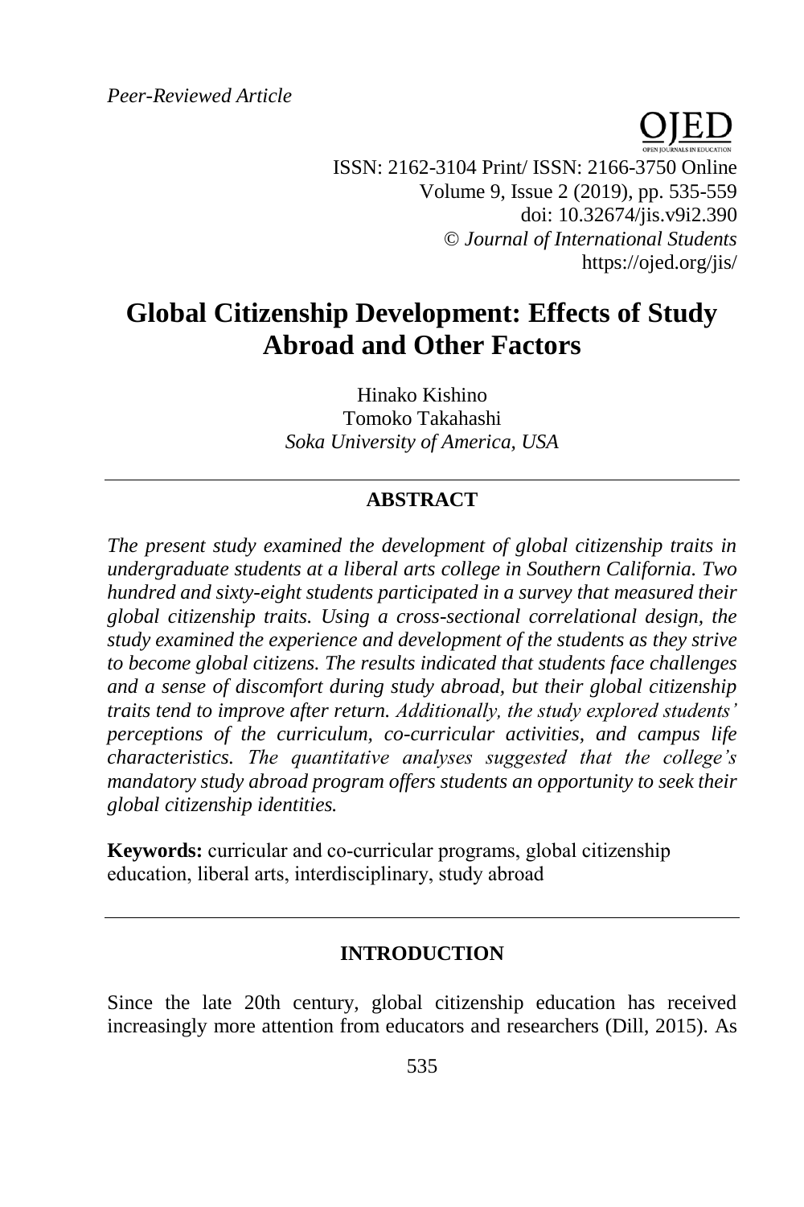*Peer-Reviewed Article*

ISSN: 2162-3104 Print/ ISSN: 2166-3750 Online
Volume 9, Issue 2 (2019), pp. 535-559
doi: 10.32674/jis.v9i2.390
© *Journal of International Students*
https://ojed.org/jis/

# Global Citizenship Development: Effects of Study Abroad and Other Factors

Hinako Kishino
Tomoko Takahashi
*Soka University of America, USA*

## ABSTRACT

*The present study examined the development of global citizenship traits in undergraduate students at a liberal arts college in Southern California. Two hundred and sixty-eight students participated in a survey that measured their global citizenship traits. Using a cross-sectional correlational design, the study examined the experience and development of the students as they strive to become global citizens. The results indicated that students face challenges and a sense of discomfort during study abroad, but their global citizenship traits tend to improve after return. Additionally, the study explored students' perceptions of the curriculum, co-curricular activities, and campus life characteristics. The quantitative analyses suggested that the college's mandatory study abroad program offers students an opportunity to seek their global citizenship identities.*

**Keywords:** curricular and co-curricular programs, global citizenship education, liberal arts, interdisciplinary, study abroad

## INTRODUCTION

Since the late 20th century, global citizenship education has received increasingly more attention from educators and researchers (Dill, 2015). As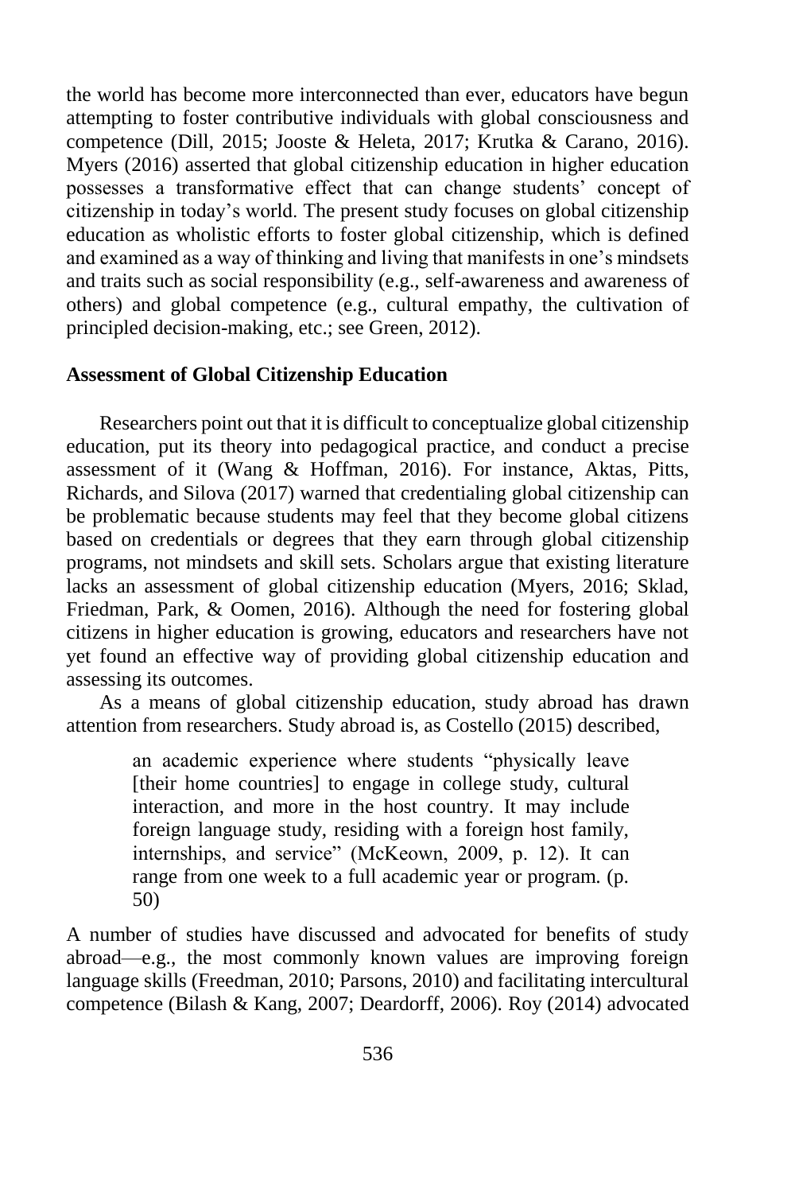the world has become more interconnected than ever, educators have begun attempting to foster contributive individuals with global consciousness and competence (Dill, 2015; Jooste & Heleta, 2017; Krutka & Carano, 2016). Myers (2016) asserted that global citizenship education in higher education possesses a transformative effect that can change students' concept of citizenship in today's world. The present study focuses on global citizenship education as wholistic efforts to foster global citizenship, which is defined and examined as a way of thinking and living that manifests in one's mindsets and traits such as social responsibility (e.g., self-awareness and awareness of others) and global competence (e.g., cultural empathy, the cultivation of principled decision-making, etc.; see Green, 2012).

## Assessment of Global Citizenship Education

Researchers point out that it is difficult to conceptualize global citizenship education, put its theory into pedagogical practice, and conduct a precise assessment of it (Wang & Hoffman, 2016). For instance, Aktas, Pitts, Richards, and Silova (2017) warned that credentialing global citizenship can be problematic because students may feel that they become global citizens based on credentials or degrees that they earn through global citizenship programs, not mindsets and skill sets. Scholars argue that existing literature lacks an assessment of global citizenship education (Myers, 2016; Sklad, Friedman, Park, & Oomen, 2016). Although the need for fostering global citizens in higher education is growing, educators and researchers have not yet found an effective way of providing global citizenship education and assessing its outcomes.

As a means of global citizenship education, study abroad has drawn attention from researchers. Study abroad is, as Costello (2015) described,

> an academic experience where students "physically leave [their home countries] to engage in college study, cultural interaction, and more in the host country. It may include foreign language study, residing with a foreign host family, internships, and service" (McKeown, 2009, p. 12). It can range from one week to a full academic year or program. (p. 50)

A number of studies have discussed and advocated for benefits of study abroad—e.g., the most commonly known values are improving foreign language skills (Freedman, 2010; Parsons, 2010) and facilitating intercultural competence (Bilash & Kang, 2007; Deardorff, 2006). Roy (2014) advocated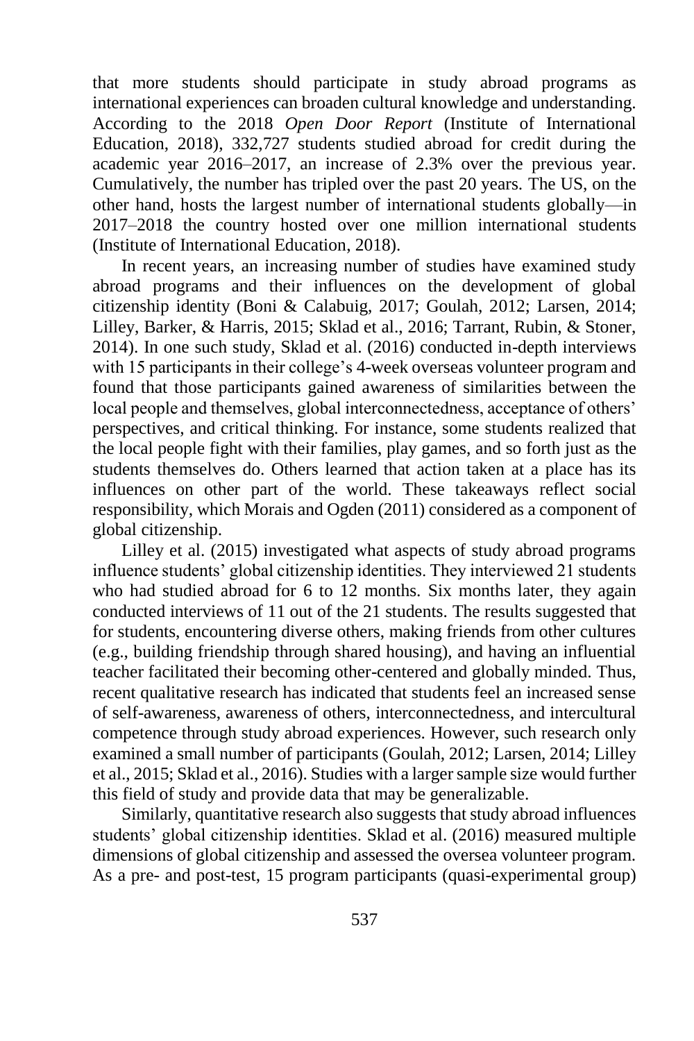that more students should participate in study abroad programs as international experiences can broaden cultural knowledge and understanding. According to the 2018 *Open Door Report* (Institute of International Education, 2018), 332,727 students studied abroad for credit during the academic year 2016–2017, an increase of 2.3% over the previous year. Cumulatively, the number has tripled over the past 20 years. The US, on the other hand, hosts the largest number of international students globally—in 2017–2018 the country hosted over one million international students (Institute of International Education, 2018).

In recent years, an increasing number of studies have examined study abroad programs and their influences on the development of global citizenship identity (Boni & Calabuig, 2017; Goulah, 2012; Larsen, 2014; Lilley, Barker, & Harris, 2015; Sklad et al., 2016; Tarrant, Rubin, & Stoner, 2014). In one such study, Sklad et al. (2016) conducted in-depth interviews with 15 participants in their college's 4-week overseas volunteer program and found that those participants gained awareness of similarities between the local people and themselves, global interconnectedness, acceptance of others' perspectives, and critical thinking. For instance, some students realized that the local people fight with their families, play games, and so forth just as the students themselves do. Others learned that action taken at a place has its influences on other part of the world. These takeaways reflect social responsibility, which Morais and Ogden (2011) considered as a component of global citizenship.

Lilley et al. (2015) investigated what aspects of study abroad programs influence students' global citizenship identities. They interviewed 21 students who had studied abroad for 6 to 12 months. Six months later, they again conducted interviews of 11 out of the 21 students. The results suggested that for students, encountering diverse others, making friends from other cultures (e.g., building friendship through shared housing), and having an influential teacher facilitated their becoming other-centered and globally minded. Thus, recent qualitative research has indicated that students feel an increased sense of self-awareness, awareness of others, interconnectedness, and intercultural competence through study abroad experiences. However, such research only examined a small number of participants (Goulah, 2012; Larsen, 2014; Lilley et al., 2015; Sklad et al., 2016). Studies with a larger sample size would further this field of study and provide data that may be generalizable.

Similarly, quantitative research also suggests that study abroad influences students' global citizenship identities. Sklad et al. (2016) measured multiple dimensions of global citizenship and assessed the oversea volunteer program. As a pre- and post-test, 15 program participants (quasi-experimental group)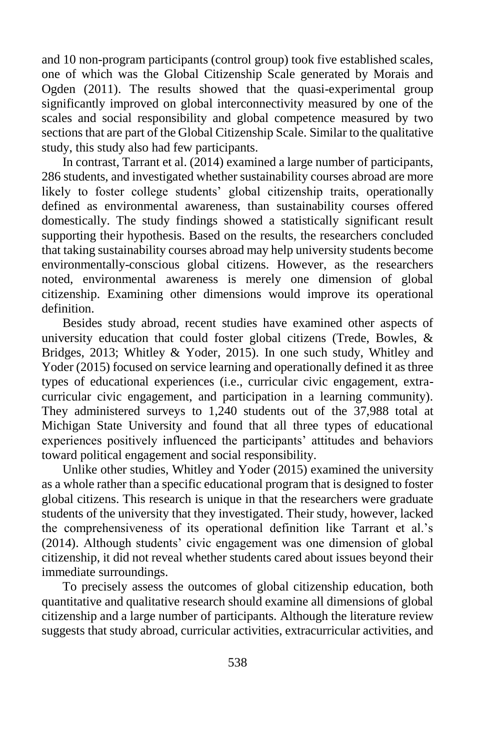and 10 non-program participants (control group) took five established scales, one of which was the Global Citizenship Scale generated by Morais and Ogden (2011). The results showed that the quasi-experimental group significantly improved on global interconnectivity measured by one of the scales and social responsibility and global competence measured by two sections that are part of the Global Citizenship Scale. Similar to the qualitative study, this study also had few participants.

In contrast, Tarrant et al. (2014) examined a large number of participants, 286 students, and investigated whether sustainability courses abroad are more likely to foster college students' global citizenship traits, operationally defined as environmental awareness, than sustainability courses offered domestically. The study findings showed a statistically significant result supporting their hypothesis. Based on the results, the researchers concluded that taking sustainability courses abroad may help university students become environmentally-conscious global citizens. However, as the researchers noted, environmental awareness is merely one dimension of global citizenship. Examining other dimensions would improve its operational definition.

Besides study abroad, recent studies have examined other aspects of university education that could foster global citizens (Trede, Bowles, & Bridges, 2013; Whitley & Yoder, 2015). In one such study, Whitley and Yoder (2015) focused on service learning and operationally defined it as three types of educational experiences (i.e., curricular civic engagement, extra-curricular civic engagement, and participation in a learning community). They administered surveys to 1,240 students out of the 37,988 total at Michigan State University and found that all three types of educational experiences positively influenced the participants' attitudes and behaviors toward political engagement and social responsibility.

Unlike other studies, Whitley and Yoder (2015) examined the university as a whole rather than a specific educational program that is designed to foster global citizens. This research is unique in that the researchers were graduate students of the university that they investigated. Their study, however, lacked the comprehensiveness of its operational definition like Tarrant et al.'s (2014). Although students' civic engagement was one dimension of global citizenship, it did not reveal whether students cared about issues beyond their immediate surroundings.

To precisely assess the outcomes of global citizenship education, both quantitative and qualitative research should examine all dimensions of global citizenship and a large number of participants. Although the literature review suggests that study abroad, curricular activities, extracurricular activities, and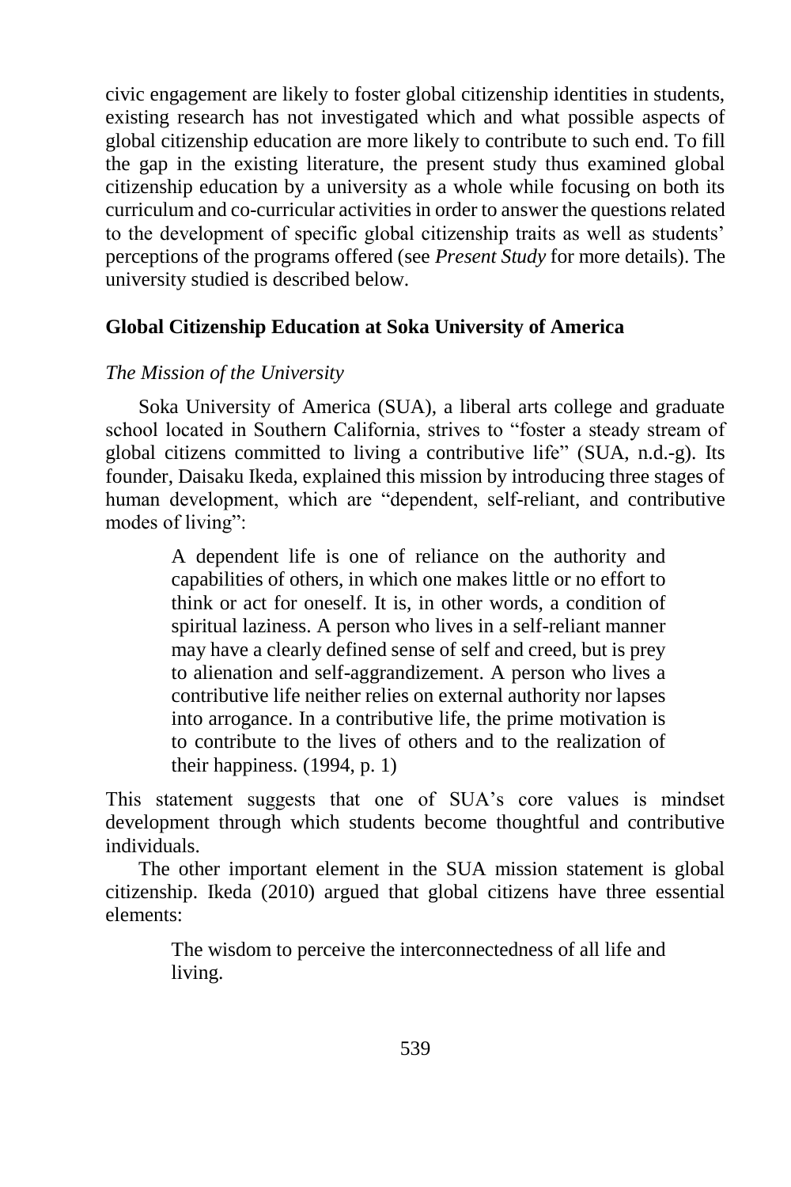civic engagement are likely to foster global citizenship identities in students, existing research has not investigated which and what possible aspects of global citizenship education are more likely to contribute to such end. To fill the gap in the existing literature, the present study thus examined global citizenship education by a university as a whole while focusing on both its curriculum and co-curricular activities in order to answer the questions related to the development of specific global citizenship traits as well as students' perceptions of the programs offered (see *Present Study* for more details). The university studied is described below.

## Global Citizenship Education at Soka University of America

### *The Mission of the University*

Soka University of America (SUA), a liberal arts college and graduate school located in Southern California, strives to "foster a steady stream of global citizens committed to living a contributive life" (SUA, n.d.-g). Its founder, Daisaku Ikeda, explained this mission by introducing three stages of human development, which are "dependent, self-reliant, and contributive modes of living":

> A dependent life is one of reliance on the authority and capabilities of others, in which one makes little or no effort to think or act for oneself. It is, in other words, a condition of spiritual laziness. A person who lives in a self-reliant manner may have a clearly defined sense of self and creed, but is prey to alienation and self-aggrandizement. A person who lives a contributive life neither relies on external authority nor lapses into arrogance. In a contributive life, the prime motivation is to contribute to the lives of others and to the realization of their happiness. (1994, p. 1)

This statement suggests that one of SUA's core values is mindset development through which students become thoughtful and contributive individuals.

The other important element in the SUA mission statement is global citizenship. Ikeda (2010) argued that global citizens have three essential elements:

> The wisdom to perceive the interconnectedness of all life and living.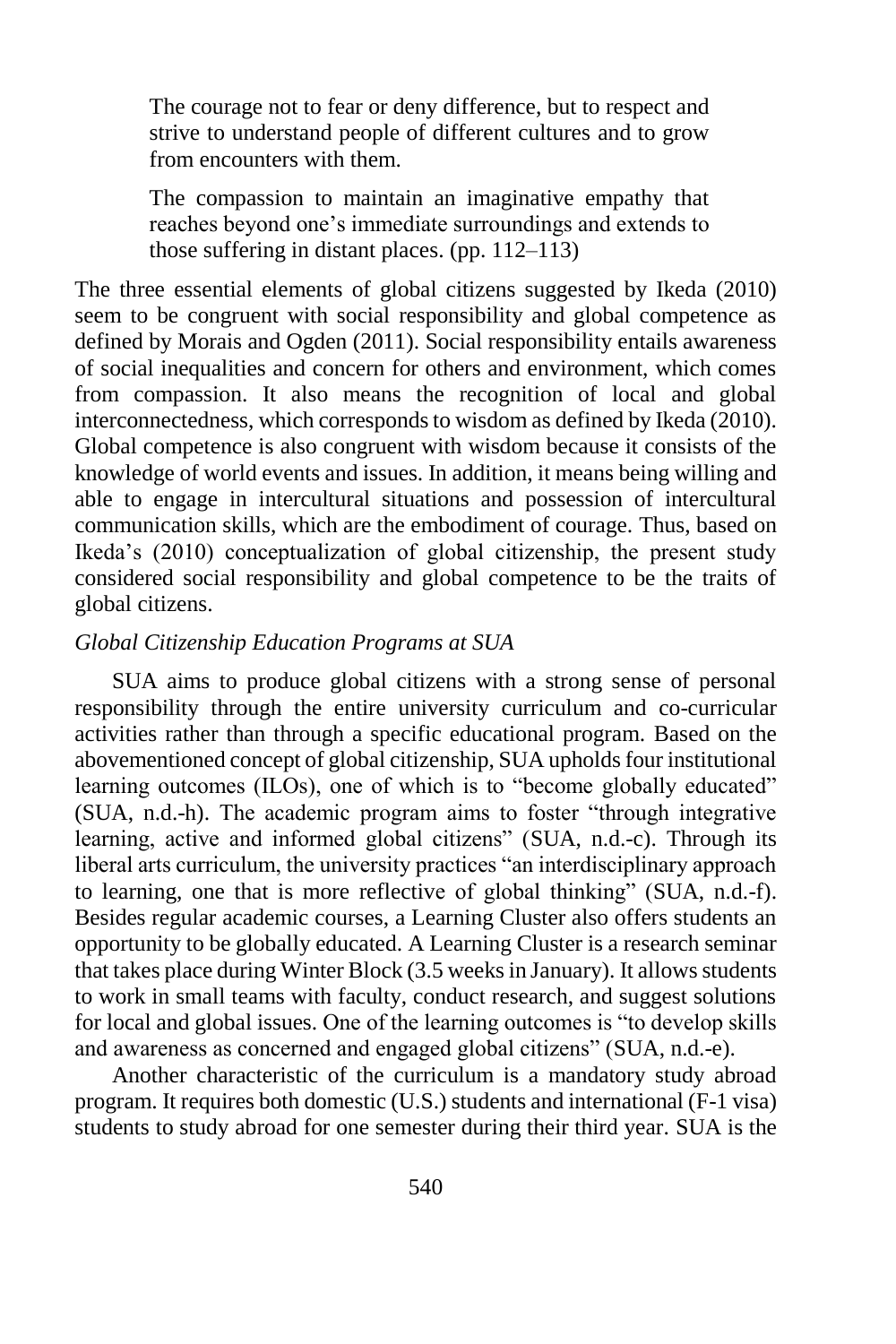> The courage not to fear or deny difference, but to respect and strive to understand people of different cultures and to grow from encounters with them.
>
> The compassion to maintain an imaginative empathy that reaches beyond one's immediate surroundings and extends to those suffering in distant places. (pp. 112–113)

The three essential elements of global citizens suggested by Ikeda (2010) seem to be congruent with social responsibility and global competence as defined by Morais and Ogden (2011). Social responsibility entails awareness of social inequalities and concern for others and environment, which comes from compassion. It also means the recognition of local and global interconnectedness, which corresponds to wisdom as defined by Ikeda (2010). Global competence is also congruent with wisdom because it consists of the knowledge of world events and issues. In addition, it means being willing and able to engage in intercultural situations and possession of intercultural communication skills, which are the embodiment of courage. Thus, based on Ikeda's (2010) conceptualization of global citizenship, the present study considered social responsibility and global competence to be the traits of global citizens.

### *Global Citizenship Education Programs at SUA*

SUA aims to produce global citizens with a strong sense of personal responsibility through the entire university curriculum and co-curricular activities rather than through a specific educational program. Based on the abovementioned concept of global citizenship, SUA upholds four institutional learning outcomes (ILOs), one of which is to "become globally educated" (SUA, n.d.-h). The academic program aims to foster "through integrative learning, active and informed global citizens" (SUA, n.d.-c). Through its liberal arts curriculum, the university practices "an interdisciplinary approach to learning, one that is more reflective of global thinking" (SUA, n.d.-f). Besides regular academic courses, a Learning Cluster also offers students an opportunity to be globally educated. A Learning Cluster is a research seminar that takes place during Winter Block (3.5 weeks in January). It allows students to work in small teams with faculty, conduct research, and suggest solutions for local and global issues. One of the learning outcomes is "to develop skills and awareness as concerned and engaged global citizens" (SUA, n.d.-e).

Another characteristic of the curriculum is a mandatory study abroad program. It requires both domestic (U.S.) students and international (F-1 visa) students to study abroad for one semester during their third year. SUA is the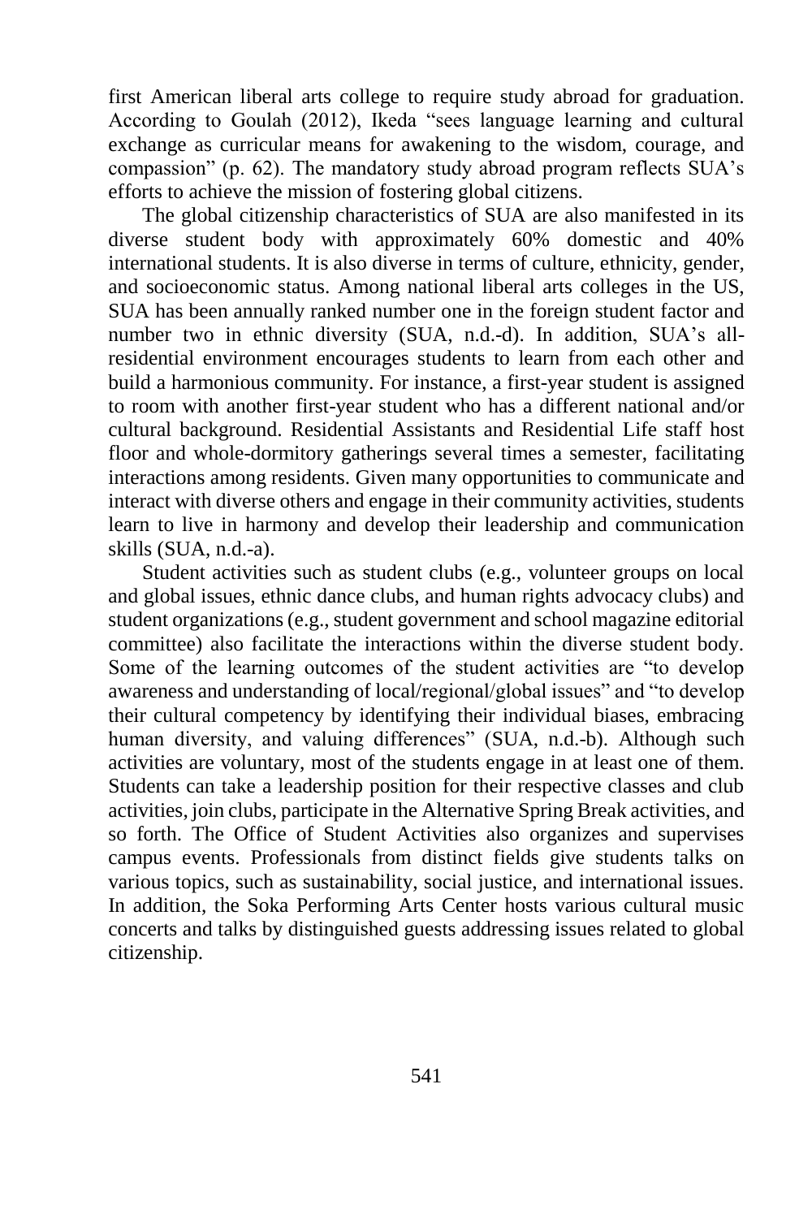first American liberal arts college to require study abroad for graduation. According to Goulah (2012), Ikeda "sees language learning and cultural exchange as curricular means for awakening to the wisdom, courage, and compassion" (p. 62). The mandatory study abroad program reflects SUA's efforts to achieve the mission of fostering global citizens.

The global citizenship characteristics of SUA are also manifested in its diverse student body with approximately 60% domestic and 40% international students. It is also diverse in terms of culture, ethnicity, gender, and socioeconomic status. Among national liberal arts colleges in the US, SUA has been annually ranked number one in the foreign student factor and number two in ethnic diversity (SUA, n.d.-d). In addition, SUA's all-residential environment encourages students to learn from each other and build a harmonious community. For instance, a first-year student is assigned to room with another first-year student who has a different national and/or cultural background. Residential Assistants and Residential Life staff host floor and whole-dormitory gatherings several times a semester, facilitating interactions among residents. Given many opportunities to communicate and interact with diverse others and engage in their community activities, students learn to live in harmony and develop their leadership and communication skills (SUA, n.d.-a).

Student activities such as student clubs (e.g., volunteer groups on local and global issues, ethnic dance clubs, and human rights advocacy clubs) and student organizations (e.g., student government and school magazine editorial committee) also facilitate the interactions within the diverse student body. Some of the learning outcomes of the student activities are "to develop awareness and understanding of local/regional/global issues" and "to develop their cultural competency by identifying their individual biases, embracing human diversity, and valuing differences" (SUA, n.d.-b). Although such activities are voluntary, most of the students engage in at least one of them. Students can take a leadership position for their respective classes and club activities, join clubs, participate in the Alternative Spring Break activities, and so forth. The Office of Student Activities also organizes and supervises campus events. Professionals from distinct fields give students talks on various topics, such as sustainability, social justice, and international issues. In addition, the Soka Performing Arts Center hosts various cultural music concerts and talks by distinguished guests addressing issues related to global citizenship.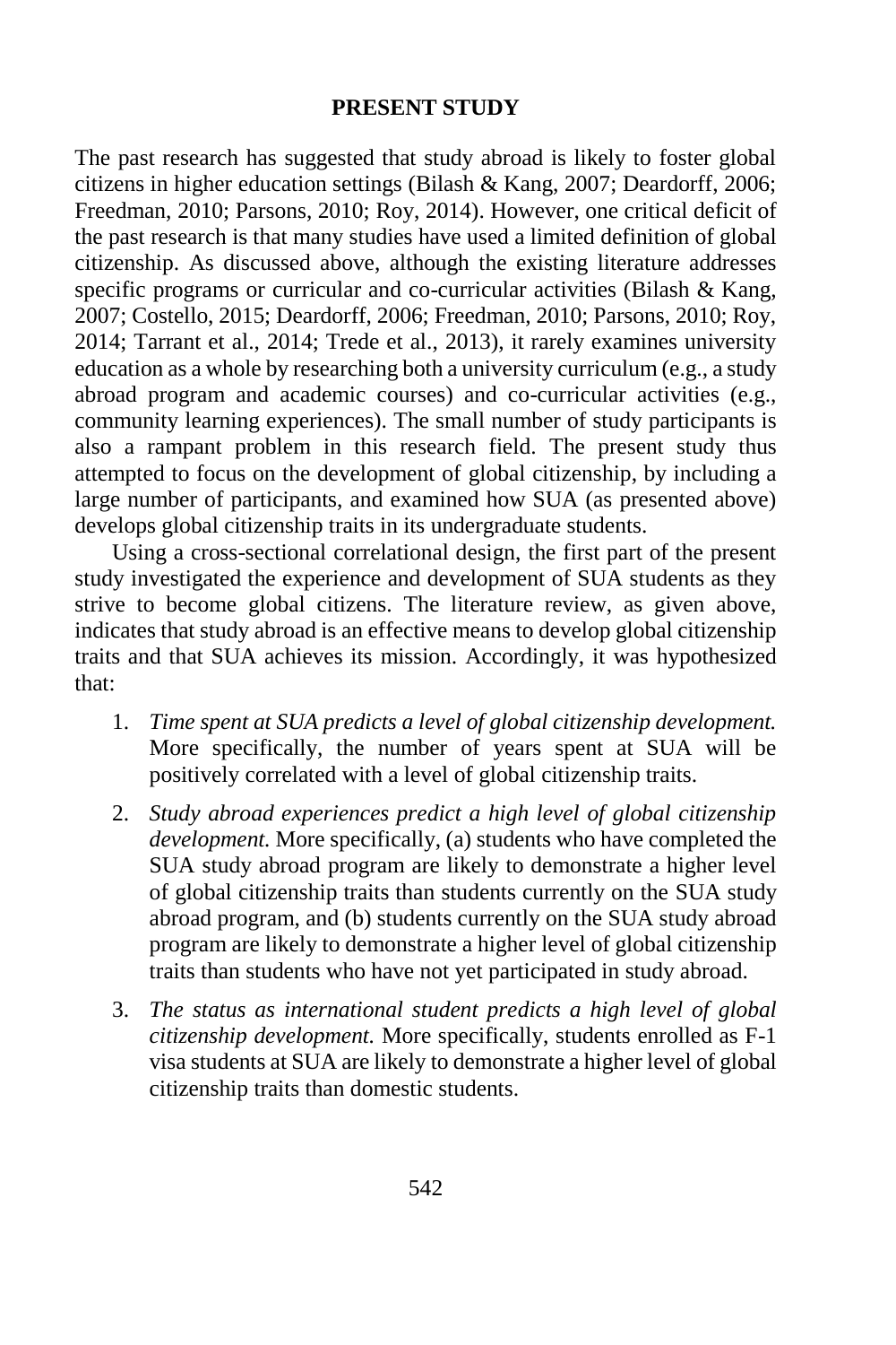## PRESENT STUDY

The past research has suggested that study abroad is likely to foster global citizens in higher education settings (Bilash & Kang, 2007; Deardorff, 2006; Freedman, 2010; Parsons, 2010; Roy, 2014). However, one critical deficit of the past research is that many studies have used a limited definition of global citizenship. As discussed above, although the existing literature addresses specific programs or curricular and co-curricular activities (Bilash & Kang, 2007; Costello, 2015; Deardorff, 2006; Freedman, 2010; Parsons, 2010; Roy, 2014; Tarrant et al., 2014; Trede et al., 2013), it rarely examines university education as a whole by researching both a university curriculum (e.g., a study abroad program and academic courses) and co-curricular activities (e.g., community learning experiences). The small number of study participants is also a rampant problem in this research field. The present study thus attempted to focus on the development of global citizenship, by including a large number of participants, and examined how SUA (as presented above) develops global citizenship traits in its undergraduate students.

Using a cross-sectional correlational design, the first part of the present study investigated the experience and development of SUA students as they strive to become global citizens. The literature review, as given above, indicates that study abroad is an effective means to develop global citizenship traits and that SUA achieves its mission. Accordingly, it was hypothesized that:

1. *Time spent at SUA predicts a level of global citizenship development.* More specifically, the number of years spent at SUA will be positively correlated with a level of global citizenship traits.

2. *Study abroad experiences predict a high level of global citizenship development.* More specifically, (a) students who have completed the SUA study abroad program are likely to demonstrate a higher level of global citizenship traits than students currently on the SUA study abroad program, and (b) students currently on the SUA study abroad program are likely to demonstrate a higher level of global citizenship traits than students who have not yet participated in study abroad.

3. *The status as international student predicts a high level of global citizenship development.* More specifically, students enrolled as F-1 visa students at SUA are likely to demonstrate a higher level of global citizenship traits than domestic students.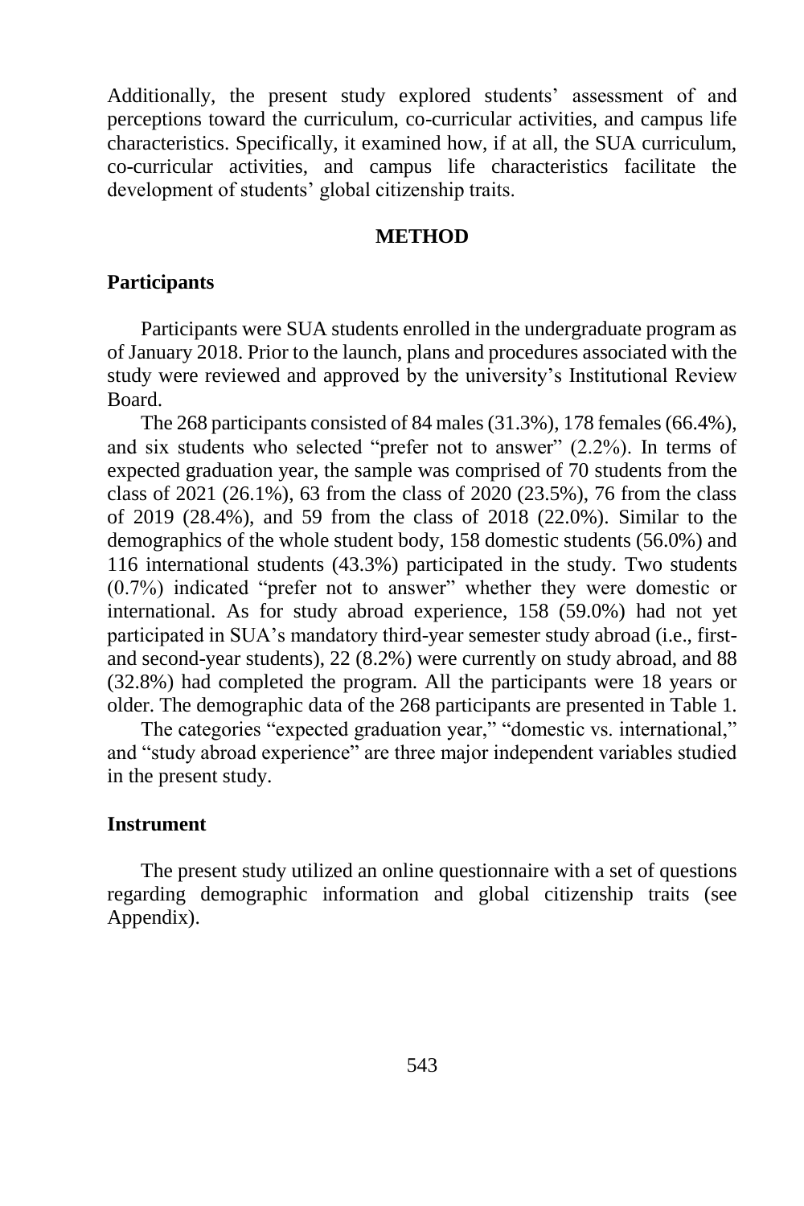Additionally, the present study explored students' assessment of and perceptions toward the curriculum, co-curricular activities, and campus life characteristics. Specifically, it examined how, if at all, the SUA curriculum, co-curricular activities, and campus life characteristics facilitate the development of students' global citizenship traits.

## METHOD

### Participants

Participants were SUA students enrolled in the undergraduate program as of January 2018. Prior to the launch, plans and procedures associated with the study were reviewed and approved by the university's Institutional Review Board.

The 268 participants consisted of 84 males (31.3%), 178 females (66.4%), and six students who selected "prefer not to answer" (2.2%). In terms of expected graduation year, the sample was comprised of 70 students from the class of 2021 (26.1%), 63 from the class of 2020 (23.5%), 76 from the class of 2019 (28.4%), and 59 from the class of 2018 (22.0%). Similar to the demographics of the whole student body, 158 domestic students (56.0%) and 116 international students (43.3%) participated in the study. Two students (0.7%) indicated "prefer not to answer" whether they were domestic or international. As for study abroad experience, 158 (59.0%) had not yet participated in SUA's mandatory third-year semester study abroad (i.e., first- and second-year students), 22 (8.2%) were currently on study abroad, and 88 (32.8%) had completed the program. All the participants were 18 years or older. The demographic data of the 268 participants are presented in Table 1.

The categories "expected graduation year," "domestic vs. international," and "study abroad experience" are three major independent variables studied in the present study.

### Instrument

The present study utilized an online questionnaire with a set of questions regarding demographic information and global citizenship traits (see Appendix).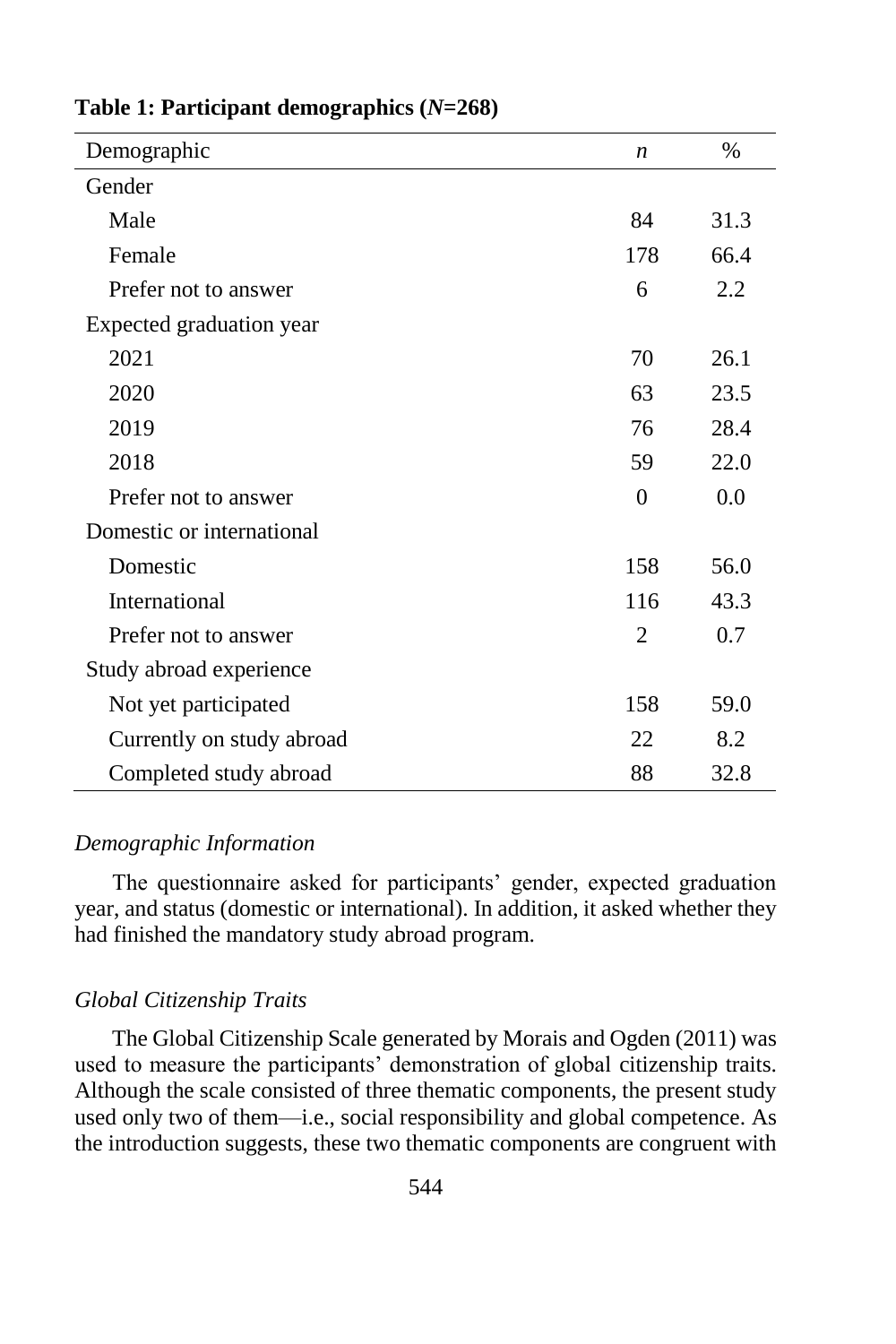**Table 1: Participant demographics (*N*=268)**

| Demographic | *n* | % |
|---|---|---|
| Gender | | |
| Male | 84 | 31.3 |
| Female | 178 | 66.4 |
| Prefer not to answer | 6 | 2.2 |
| Expected graduation year | | |
| 2021 | 70 | 26.1 |
| 2020 | 63 | 23.5 |
| 2019 | 76 | 28.4 |
| 2018 | 59 | 22.0 |
| Prefer not to answer | 0 | 0.0 |
| Domestic or international | | |
| Domestic | 158 | 56.0 |
| International | 116 | 43.3 |
| Prefer not to answer | 2 | 0.7 |
| Study abroad experience | | |
| Not yet participated | 158 | 59.0 |
| Currently on study abroad | 22 | 8.2 |
| Completed study abroad | 88 | 32.8 |

*Demographic Information*

The questionnaire asked for participants' gender, expected graduation year, and status (domestic or international). In addition, it asked whether they had finished the mandatory study abroad program.

*Global Citizenship Traits*

The Global Citizenship Scale generated by Morais and Ogden (2011) was used to measure the participants' demonstration of global citizenship traits. Although the scale consisted of three thematic components, the present study used only two of them—i.e., social responsibility and global competence. As the introduction suggests, these two thematic components are congruent with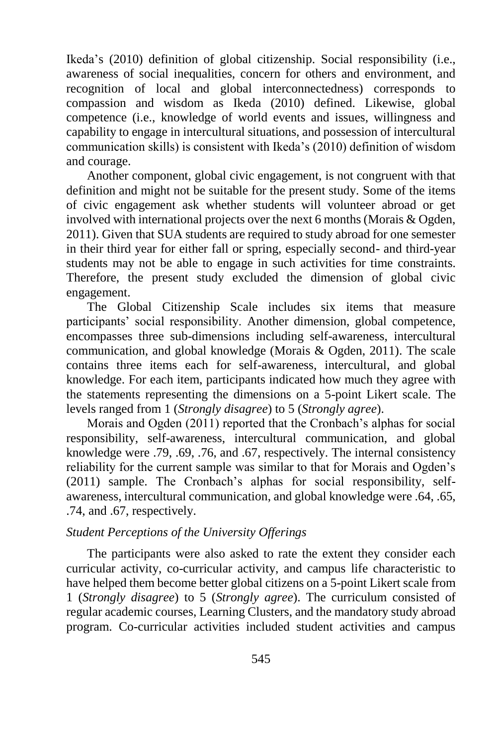Ikeda's (2010) definition of global citizenship. Social responsibility (i.e., awareness of social inequalities, concern for others and environment, and recognition of local and global interconnectedness) corresponds to compassion and wisdom as Ikeda (2010) defined. Likewise, global competence (i.e., knowledge of world events and issues, willingness and capability to engage in intercultural situations, and possession of intercultural communication skills) is consistent with Ikeda's (2010) definition of wisdom and courage.

Another component, global civic engagement, is not congruent with that definition and might not be suitable for the present study. Some of the items of civic engagement ask whether students will volunteer abroad or get involved with international projects over the next 6 months (Morais & Ogden, 2011). Given that SUA students are required to study abroad for one semester in their third year for either fall or spring, especially second- and third-year students may not be able to engage in such activities for time constraints. Therefore, the present study excluded the dimension of global civic engagement.

The Global Citizenship Scale includes six items that measure participants' social responsibility. Another dimension, global competence, encompasses three sub-dimensions including self-awareness, intercultural communication, and global knowledge (Morais & Ogden, 2011). The scale contains three items each for self-awareness, intercultural, and global knowledge. For each item, participants indicated how much they agree with the statements representing the dimensions on a 5-point Likert scale. The levels ranged from 1 (*Strongly disagree*) to 5 (*Strongly agree*).

Morais and Ogden (2011) reported that the Cronbach's alphas for social responsibility, self-awareness, intercultural communication, and global knowledge were .79, .69, .76, and .67, respectively. The internal consistency reliability for the current sample was similar to that for Morais and Ogden's (2011) sample. The Cronbach's alphas for social responsibility, self-awareness, intercultural communication, and global knowledge were .64, .65, .74, and .67, respectively.

*Student Perceptions of the University Offerings*

The participants were also asked to rate the extent they consider each curricular activity, co-curricular activity, and campus life characteristic to have helped them become better global citizens on a 5-point Likert scale from 1 (*Strongly disagree*) to 5 (*Strongly agree*). The curriculum consisted of regular academic courses, Learning Clusters, and the mandatory study abroad program. Co-curricular activities included student activities and campus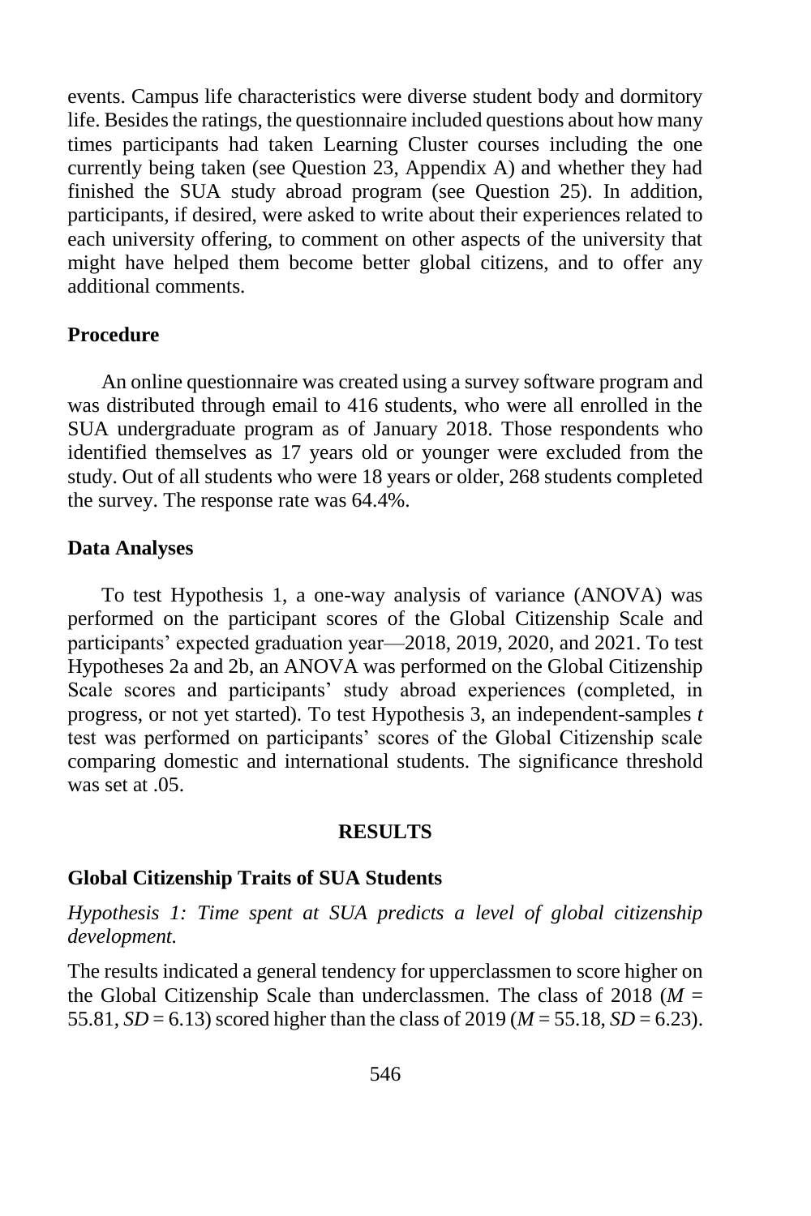events. Campus life characteristics were diverse student body and dormitory life. Besides the ratings, the questionnaire included questions about how many times participants had taken Learning Cluster courses including the one currently being taken (see Question 23, Appendix A) and whether they had finished the SUA study abroad program (see Question 25). In addition, participants, if desired, were asked to write about their experiences related to each university offering, to comment on other aspects of the university that might have helped them become better global citizens, and to offer any additional comments.

### Procedure

An online questionnaire was created using a survey software program and was distributed through email to 416 students, who were all enrolled in the SUA undergraduate program as of January 2018. Those respondents who identified themselves as 17 years old or younger were excluded from the study. Out of all students who were 18 years or older, 268 students completed the survey. The response rate was 64.4%.

### Data Analyses

To test Hypothesis 1, a one-way analysis of variance (ANOVA) was performed on the participant scores of the Global Citizenship Scale and participants' expected graduation year—2018, 2019, 2020, and 2021. To test Hypotheses 2a and 2b, an ANOVA was performed on the Global Citizenship Scale scores and participants' study abroad experiences (completed, in progress, or not yet started). To test Hypothesis 3, an independent-samples $t$ test was performed on participants' scores of the Global Citizenship scale comparing domestic and international students. The significance threshold was set at .05.

## RESULTS

### Global Citizenship Traits of SUA Students

*Hypothesis 1: Time spent at SUA predicts a level of global citizenship development.*

The results indicated a general tendency for upperclassmen to score higher on the Global Citizenship Scale than underclassmen. The class of 2018 ($M$ = 55.81, $SD$ = 6.13) scored higher than the class of 2019 ($M$ = 55.18, $SD$ = 6.23).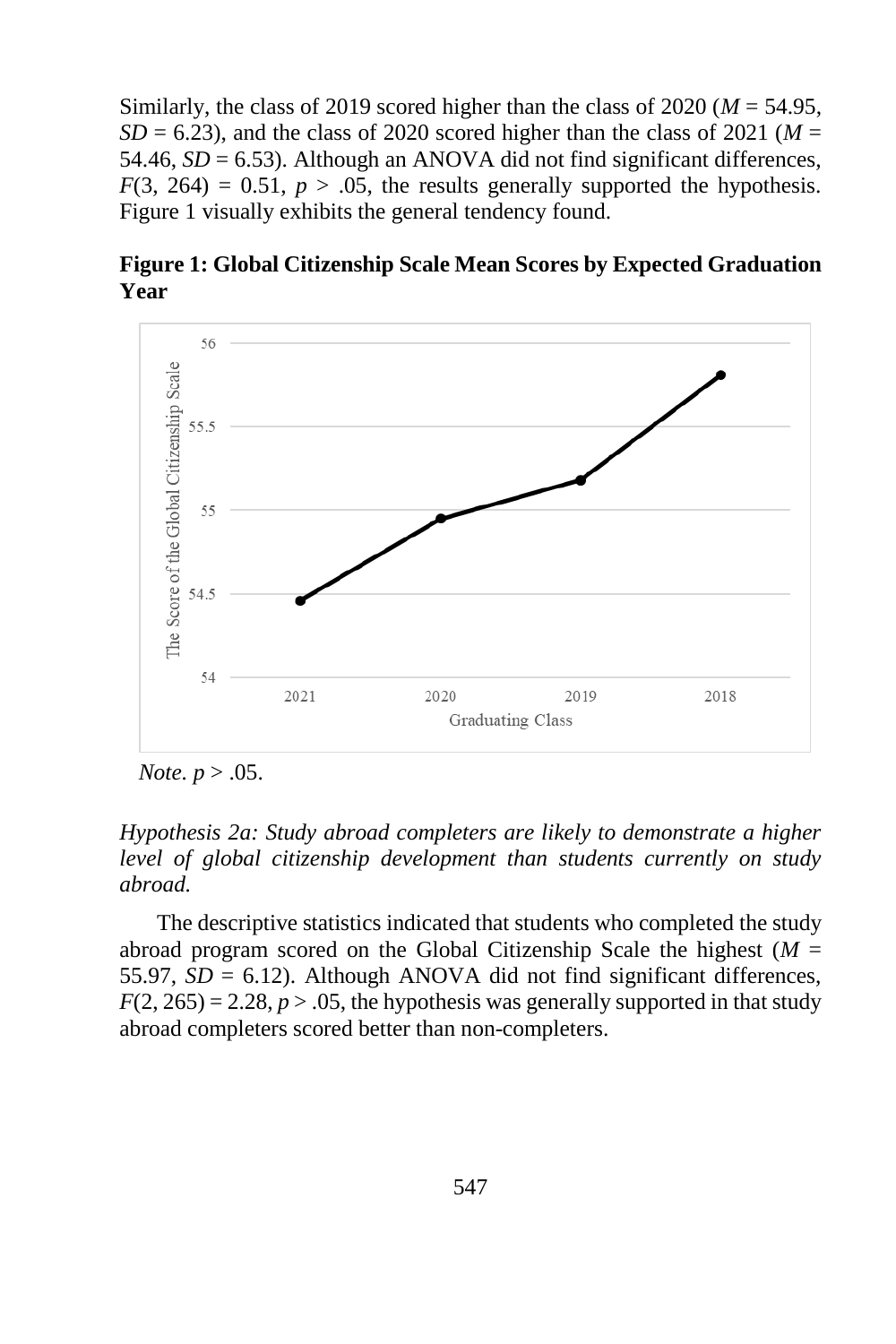Similarly, the class of 2019 scored higher than the class of 2020 (*M* = 54.95, *SD* = 6.23), and the class of 2020 scored higher than the class of 2021 (*M* = 54.46, *SD* = 6.53). Although an ANOVA did not find significant differences, $F(3, 264) = 0.51$, $p > .05$, the results generally supported the hypothesis. Figure 1 visually exhibits the general tendency found.

**Figure 1: Global Citizenship Scale Mean Scores by Expected Graduation Year**

The Score of the Global Citizenship Scale
56
55.5
55
54.5
54
2021
2020
2019
2018
Graduating Class

*Note*. $p > .05$.

*Hypothesis 2a: Study abroad completers are likely to demonstrate a higher level of global citizenship development than students currently on study abroad.*

The descriptive statistics indicated that students who completed the study abroad program scored on the Global Citizenship Scale the highest (*M* = 55.97, *SD* = 6.12). Although ANOVA did not find significant differences, $F(2, 265) = 2.28$, $p > .05$, the hypothesis was generally supported in that study abroad completers scored better than non-completers.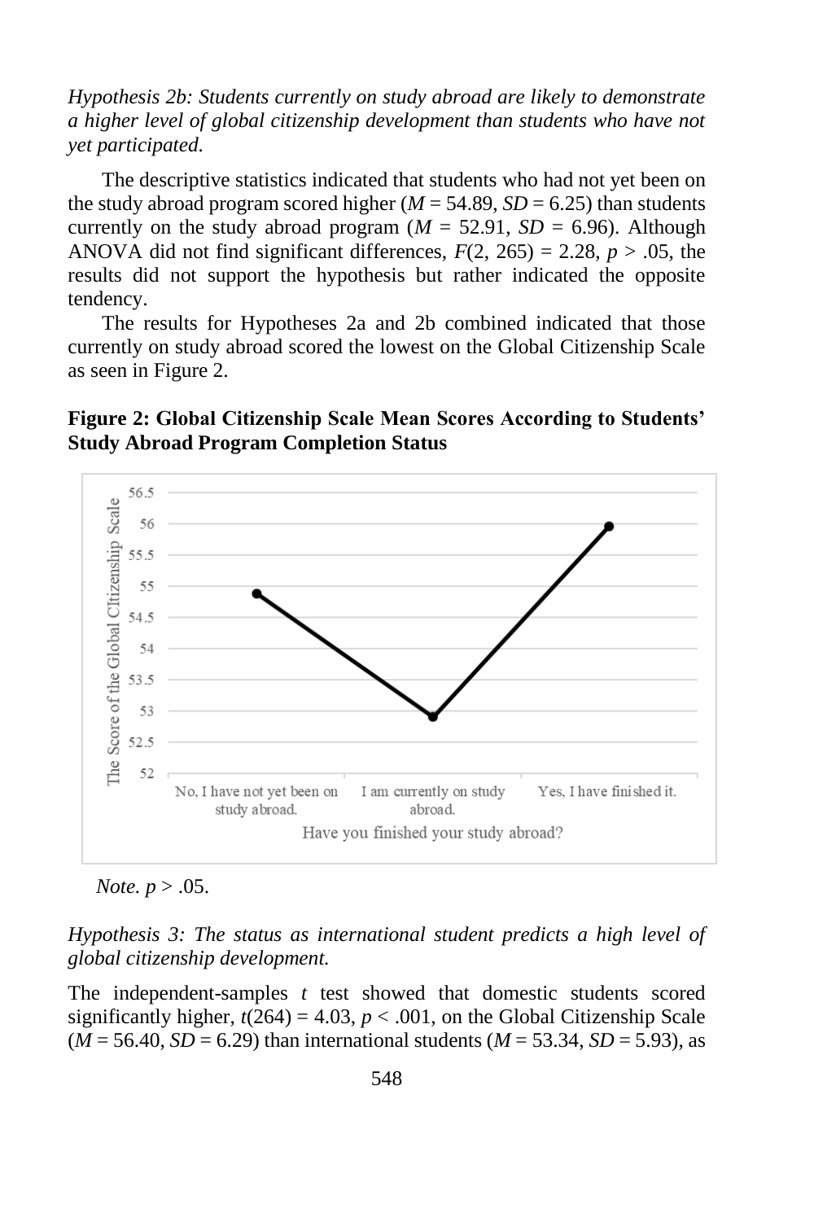*Hypothesis 2b: Students currently on study abroad are likely to demonstrate a higher level of global citizenship development than students who have not yet participated.*

The descriptive statistics indicated that students who had not yet been on the study abroad program scored higher ($M$ = 54.89, $SD$ = 6.25) than students currently on the study abroad program ($M$ = 52.91, $SD$ = 6.96). Although ANOVA did not find significant differences, $F(2, 265) = 2.28$, $p > .05$, the results did not support the hypothesis but rather indicated the opposite tendency.

The results for Hypotheses 2a and 2b combined indicated that those currently on study abroad scored the lowest on the Global Citizenship Scale as seen in Figure 2.

**Figure 2: Global Citizenship Scale Mean Scores According to Students' Study Abroad Program Completion Status**

The Score of the Global CItizenship Scale

56.5
56
55.5
55
54.5
54
53.5
53
52.5
52

No, I have not yet been on study abroad.
I am currently on study abroad.
Yes, I have finished it.

Have you finished your study abroad?

*Note.* $p > .05$.

*Hypothesis 3: The status as international student predicts a high level of global citizenship development.*

The independent-samples $t$ test showed that domestic students scored significantly higher, $t(264) = 4.03$, $p < .001$, on the Global Citizenship Scale ($M$ = 56.40, $SD$ = 6.29) than international students ($M$ = 53.34, $SD$ = 5.93), as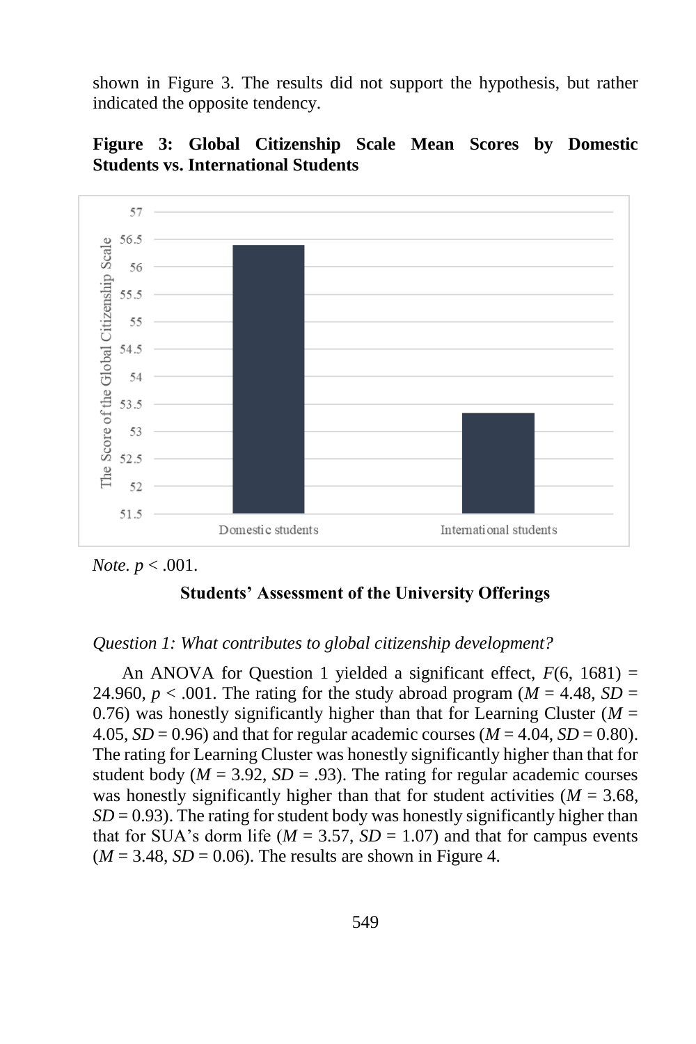shown in Figure 3. The results did not support the hypothesis, but rather indicated the opposite tendency.

**Figure 3: Global Citizenship Scale Mean Scores by Domestic Students vs. International Students**

The Score of the Global Citizenship Scale

57
56.5
56
55.5
55
54.5
54
53.5
53
52.5
52
51.5

Domestic students
International students

*Note*. $p < .001$.

**Students' Assessment of the University Offerings**

*Question 1: What contributes to global citizenship development?*

An ANOVA for Question 1 yielded a significant effect, $F(6, 1681) = 24.960$, $p < .001$. The rating for the study abroad program ($M = 4.48$, $SD = 0.76$) was honestly significantly higher than that for Learning Cluster ($M = 4.05$, $SD = 0.96$) and that for regular academic courses ($M = 4.04$, $SD = 0.80$). The rating for Learning Cluster was honestly significantly higher than that for student body ($M = 3.92$, $SD = .93$). The rating for regular academic courses was honestly significantly higher than that for student activities ($M = 3.68$, $SD = 0.93$). The rating for student body was honestly significantly higher than that for SUA's dorm life ($M = 3.57$, $SD = 1.07$) and that for campus events ($M = 3.48$, $SD = 0.06$). The results are shown in Figure 4.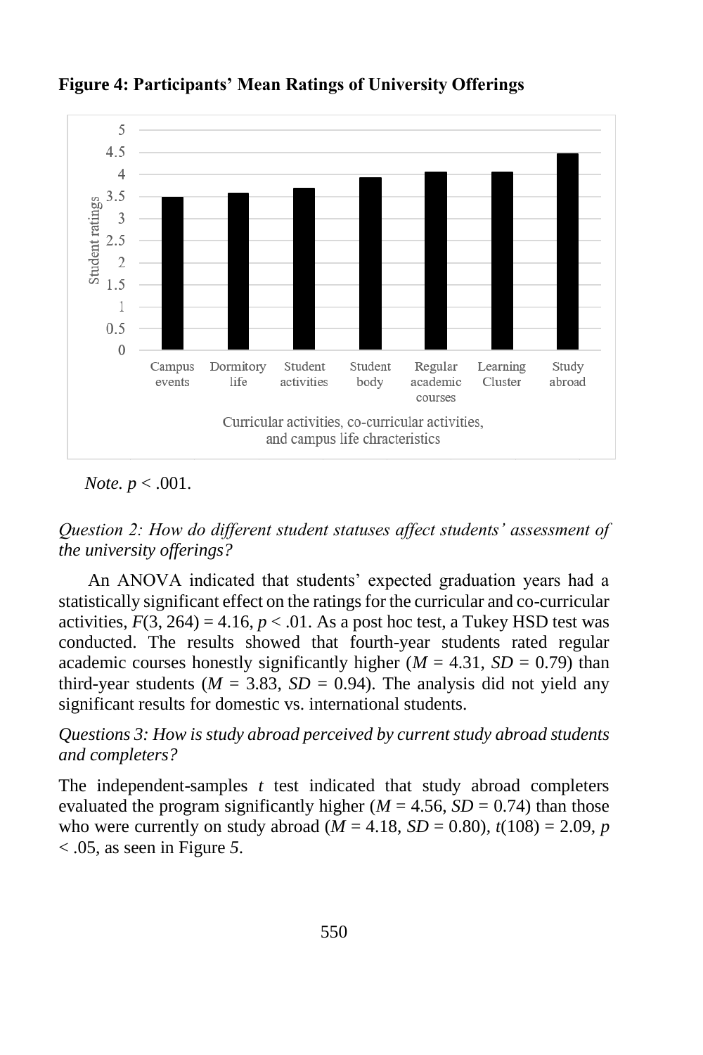**Figure 4: Participants' Mean Ratings of University Offerings**

5
4.5
4
3.5
3
2.5
2
1.5
1
0.5
0

Student ratings

Campus events
Dormitory life
Student activities
Student body
Regular academic courses
Learning Cluster
Study abroad

Curricular activities, co-curricular activities, and campus life chracteristics

*Note.* $p < .001$.

*Question 2: How do different student statuses affect students' assessment of the university offerings?*

An ANOVA indicated that students' expected graduation years had a statistically significant effect on the ratings for the curricular and co-curricular activities, $F(3, 264) = 4.16$, $p < .01$. As a post hoc test, a Tukey HSD test was conducted. The results showed that fourth-year students rated regular academic courses honestly significantly higher ($M = 4.31$, $SD = 0.79$) than third-year students ($M = 3.83$, $SD = 0.94$). The analysis did not yield any significant results for domestic vs. international students.

*Questions 3: How is study abroad perceived by current study abroad students and completers?*

The independent-samples *t* test indicated that study abroad completers evaluated the program significantly higher ($M = 4.56$, $SD = 0.74$) than those who were currently on study abroad ($M = 4.18$, $SD = 0.80$), $t(108) = 2.09$, $p < .05$, as seen in Figure *5*.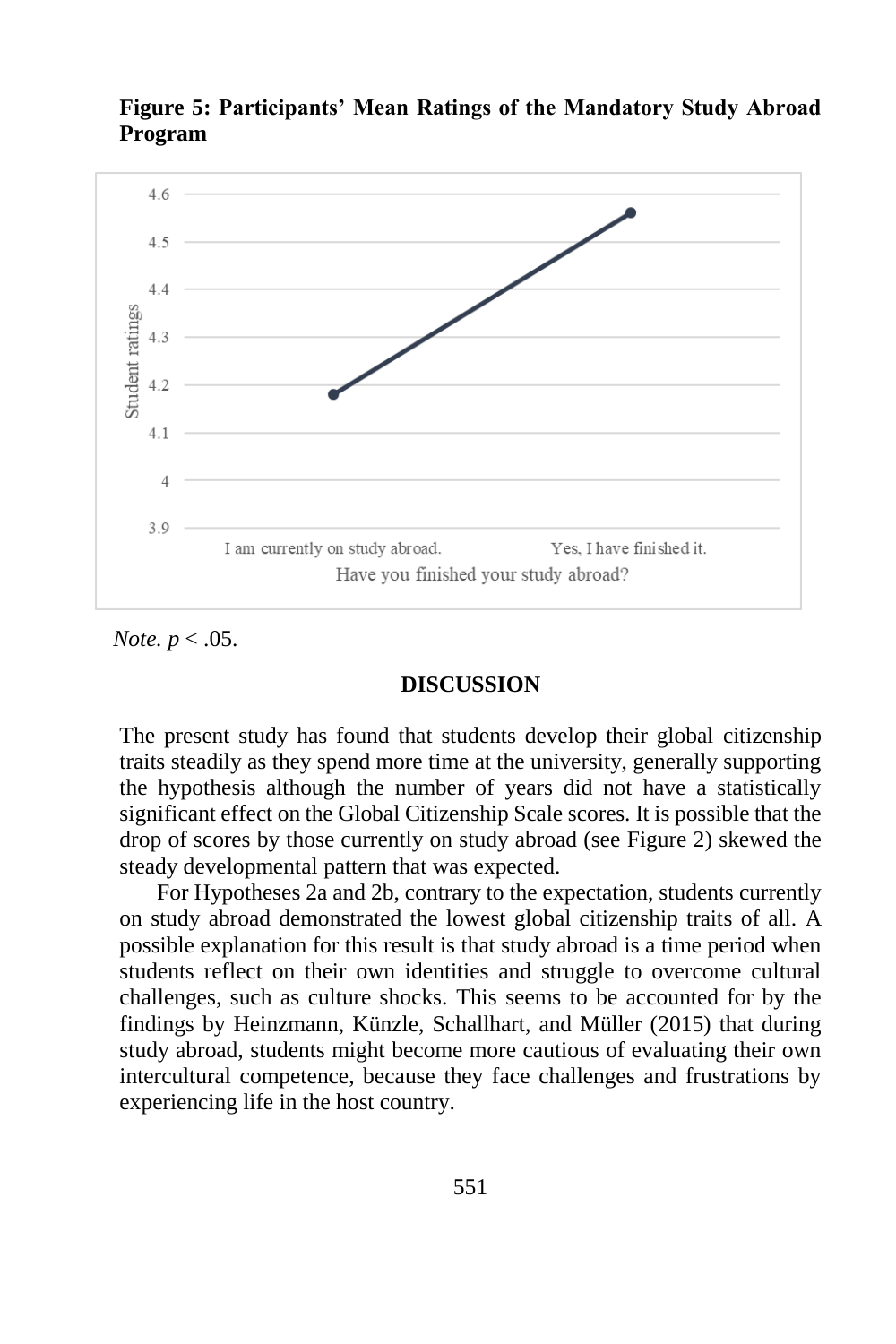**Figure 5: Participants' Mean Ratings of the Mandatory Study Abroad Program**

4.6
4.5
4.4
4.3
4.2
4.1
4
3.9

Student ratings

I am currently on study abroad.
Yes, I have finished it.

Have you finished your study abroad?

*Note. p* < .05.

## DISCUSSION

The present study has found that students develop their global citizenship traits steadily as they spend more time at the university, generally supporting the hypothesis although the number of years did not have a statistically significant effect on the Global Citizenship Scale scores. It is possible that the drop of scores by those currently on study abroad (see Figure 2) skewed the steady developmental pattern that was expected.

For Hypotheses 2a and 2b, contrary to the expectation, students currently on study abroad demonstrated the lowest global citizenship traits of all. A possible explanation for this result is that study abroad is a time period when students reflect on their own identities and struggle to overcome cultural challenges, such as culture shocks. This seems to be accounted for by the findings by Heinzmann, Künzle, Schallhart, and Müller (2015) that during study abroad, students might become more cautious of evaluating their own intercultural competence, because they face challenges and frustrations by experiencing life in the host country.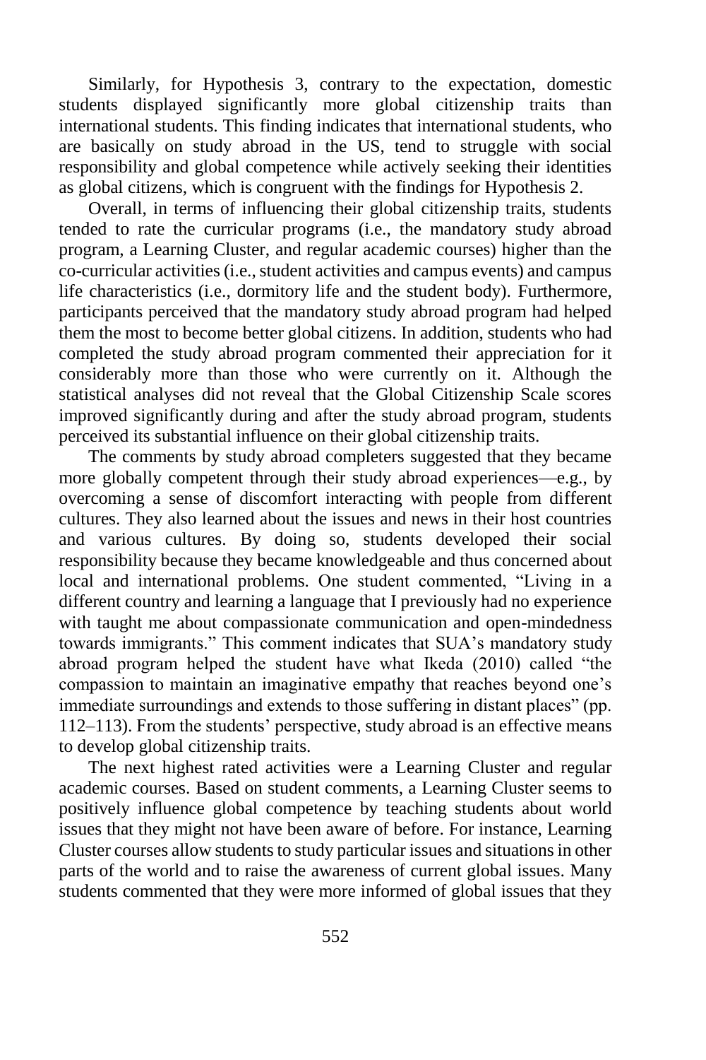Similarly, for Hypothesis 3, contrary to the expectation, domestic students displayed significantly more global citizenship traits than international students. This finding indicates that international students, who are basically on study abroad in the US, tend to struggle with social responsibility and global competence while actively seeking their identities as global citizens, which is congruent with the findings for Hypothesis 2.

Overall, in terms of influencing their global citizenship traits, students tended to rate the curricular programs (i.e., the mandatory study abroad program, a Learning Cluster, and regular academic courses) higher than the co-curricular activities (i.e., student activities and campus events) and campus life characteristics (i.e., dormitory life and the student body). Furthermore, participants perceived that the mandatory study abroad program had helped them the most to become better global citizens. In addition, students who had completed the study abroad program commented their appreciation for it considerably more than those who were currently on it. Although the statistical analyses did not reveal that the Global Citizenship Scale scores improved significantly during and after the study abroad program, students perceived its substantial influence on their global citizenship traits.

The comments by study abroad completers suggested that they became more globally competent through their study abroad experiences—e.g., by overcoming a sense of discomfort interacting with people from different cultures. They also learned about the issues and news in their host countries and various cultures. By doing so, students developed their social responsibility because they became knowledgeable and thus concerned about local and international problems. One student commented, "Living in a different country and learning a language that I previously had no experience with taught me about compassionate communication and open-mindedness towards immigrants." This comment indicates that SUA's mandatory study abroad program helped the student have what Ikeda (2010) called "the compassion to maintain an imaginative empathy that reaches beyond one's immediate surroundings and extends to those suffering in distant places" (pp. 112–113). From the students' perspective, study abroad is an effective means to develop global citizenship traits.

The next highest rated activities were a Learning Cluster and regular academic courses. Based on student comments, a Learning Cluster seems to positively influence global competence by teaching students about world issues that they might not have been aware of before. For instance, Learning Cluster courses allow students to study particular issues and situations in other parts of the world and to raise the awareness of current global issues. Many students commented that they were more informed of global issues that they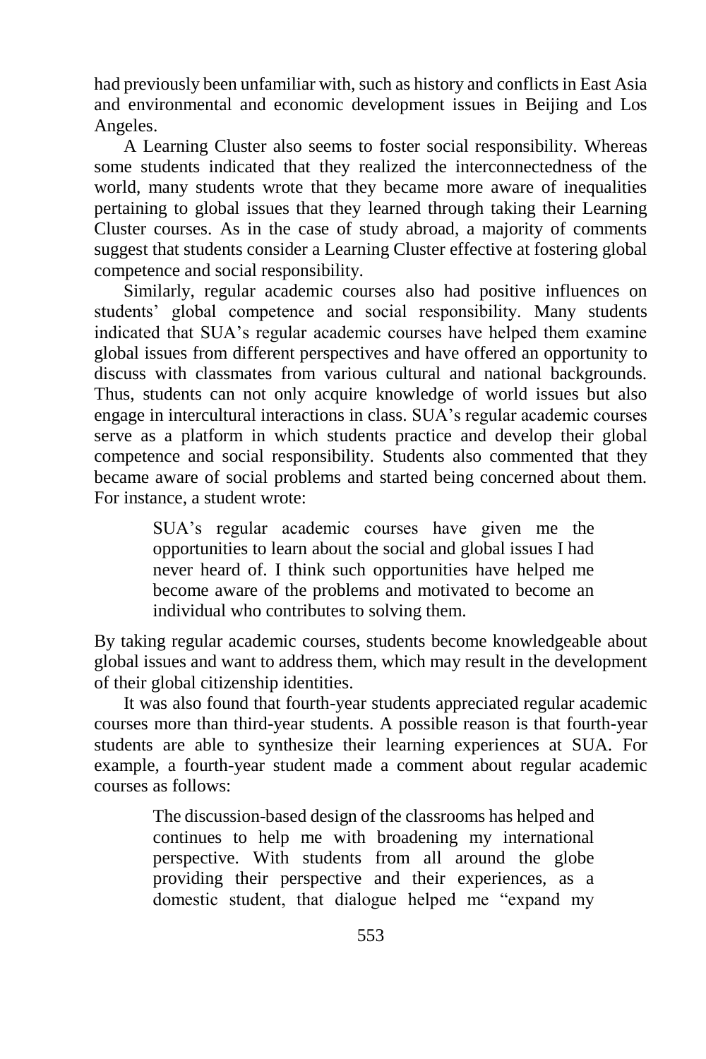had previously been unfamiliar with, such as history and conflicts in East Asia and environmental and economic development issues in Beijing and Los Angeles.

A Learning Cluster also seems to foster social responsibility. Whereas some students indicated that they realized the interconnectedness of the world, many students wrote that they became more aware of inequalities pertaining to global issues that they learned through taking their Learning Cluster courses. As in the case of study abroad, a majority of comments suggest that students consider a Learning Cluster effective at fostering global competence and social responsibility.

Similarly, regular academic courses also had positive influences on students' global competence and social responsibility. Many students indicated that SUA's regular academic courses have helped them examine global issues from different perspectives and have offered an opportunity to discuss with classmates from various cultural and national backgrounds. Thus, students can not only acquire knowledge of world issues but also engage in intercultural interactions in class. SUA's regular academic courses serve as a platform in which students practice and develop their global competence and social responsibility. Students also commented that they became aware of social problems and started being concerned about them. For instance, a student wrote:

> SUA's regular academic courses have given me the opportunities to learn about the social and global issues I had never heard of. I think such opportunities have helped me become aware of the problems and motivated to become an individual who contributes to solving them.

By taking regular academic courses, students become knowledgeable about global issues and want to address them, which may result in the development of their global citizenship identities.

It was also found that fourth-year students appreciated regular academic courses more than third-year students. A possible reason is that fourth-year students are able to synthesize their learning experiences at SUA. For example, a fourth-year student made a comment about regular academic courses as follows:

> The discussion-based design of the classrooms has helped and continues to help me with broadening my international perspective. With students from all around the globe providing their perspective and their experiences, as a domestic student, that dialogue helped me "expand my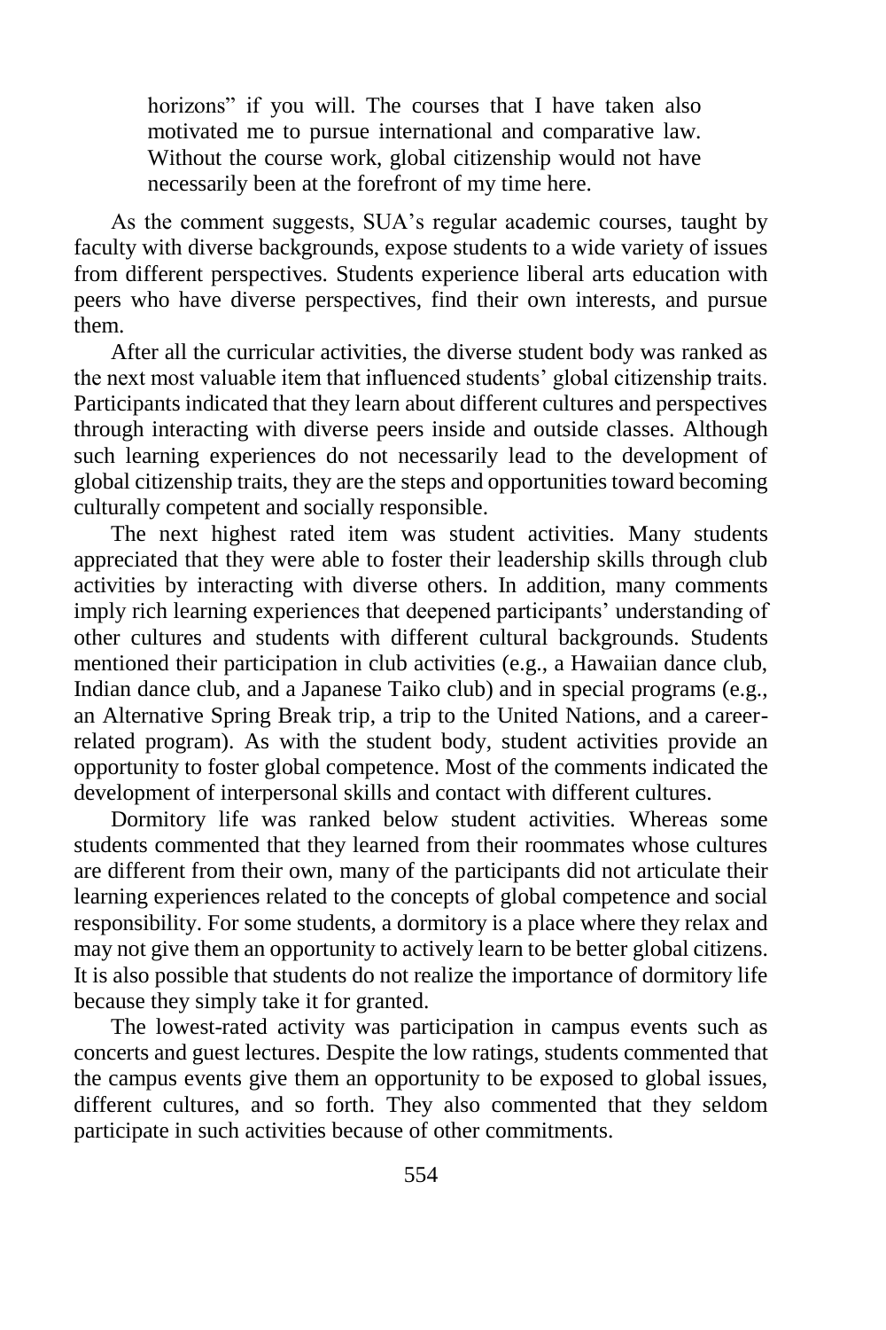> horizons" if you will. The courses that I have taken also motivated me to pursue international and comparative law. Without the course work, global citizenship would not have necessarily been at the forefront of my time here.

As the comment suggests, SUA's regular academic courses, taught by faculty with diverse backgrounds, expose students to a wide variety of issues from different perspectives. Students experience liberal arts education with peers who have diverse perspectives, find their own interests, and pursue them.

After all the curricular activities, the diverse student body was ranked as the next most valuable item that influenced students' global citizenship traits. Participants indicated that they learn about different cultures and perspectives through interacting with diverse peers inside and outside classes. Although such learning experiences do not necessarily lead to the development of global citizenship traits, they are the steps and opportunities toward becoming culturally competent and socially responsible.

The next highest rated item was student activities. Many students appreciated that they were able to foster their leadership skills through club activities by interacting with diverse others. In addition, many comments imply rich learning experiences that deepened participants' understanding of other cultures and students with different cultural backgrounds. Students mentioned their participation in club activities (e.g., a Hawaiian dance club, Indian dance club, and a Japanese Taiko club) and in special programs (e.g., an Alternative Spring Break trip, a trip to the United Nations, and a career-related program). As with the student body, student activities provide an opportunity to foster global competence. Most of the comments indicated the development of interpersonal skills and contact with different cultures.

Dormitory life was ranked below student activities. Whereas some students commented that they learned from their roommates whose cultures are different from their own, many of the participants did not articulate their learning experiences related to the concepts of global competence and social responsibility. For some students, a dormitory is a place where they relax and may not give them an opportunity to actively learn to be better global citizens. It is also possible that students do not realize the importance of dormitory life because they simply take it for granted.

The lowest-rated activity was participation in campus events such as concerts and guest lectures. Despite the low ratings, students commented that the campus events give them an opportunity to be exposed to global issues, different cultures, and so forth. They also commented that they seldom participate in such activities because of other commitments.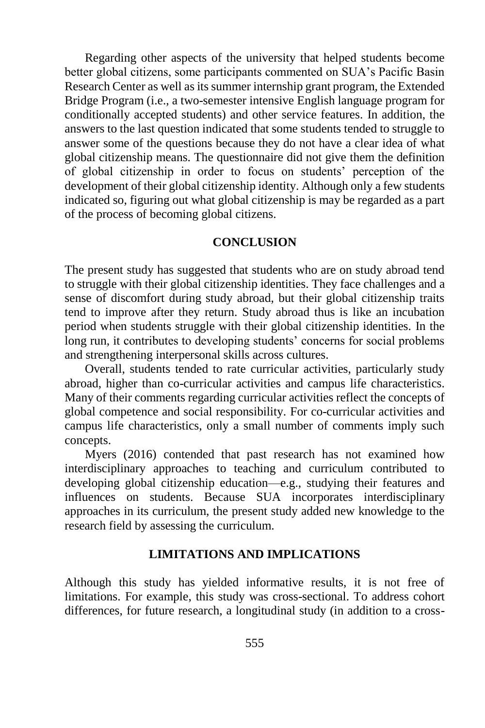Regarding other aspects of the university that helped students become better global citizens, some participants commented on SUA's Pacific Basin Research Center as well as its summer internship grant program, the Extended Bridge Program (i.e., a two-semester intensive English language program for conditionally accepted students) and other service features. In addition, the answers to the last question indicated that some students tended to struggle to answer some of the questions because they do not have a clear idea of what global citizenship means. The questionnaire did not give them the definition of global citizenship in order to focus on students' perception of the development of their global citizenship identity. Although only a few students indicated so, figuring out what global citizenship is may be regarded as a part of the process of becoming global citizens.

## CONCLUSION

The present study has suggested that students who are on study abroad tend to struggle with their global citizenship identities. They face challenges and a sense of discomfort during study abroad, but their global citizenship traits tend to improve after they return. Study abroad thus is like an incubation period when students struggle with their global citizenship identities. In the long run, it contributes to developing students' concerns for social problems and strengthening interpersonal skills across cultures.

Overall, students tended to rate curricular activities, particularly study abroad, higher than co-curricular activities and campus life characteristics. Many of their comments regarding curricular activities reflect the concepts of global competence and social responsibility. For co-curricular activities and campus life characteristics, only a small number of comments imply such concepts.

Myers (2016) contended that past research has not examined how interdisciplinary approaches to teaching and curriculum contributed to developing global citizenship education—e.g., studying their features and influences on students. Because SUA incorporates interdisciplinary approaches in its curriculum, the present study added new knowledge to the research field by assessing the curriculum.

## LIMITATIONS AND IMPLICATIONS

Although this study has yielded informative results, it is not free of limitations. For example, this study was cross-sectional. To address cohort differences, for future research, a longitudinal study (in addition to a cross-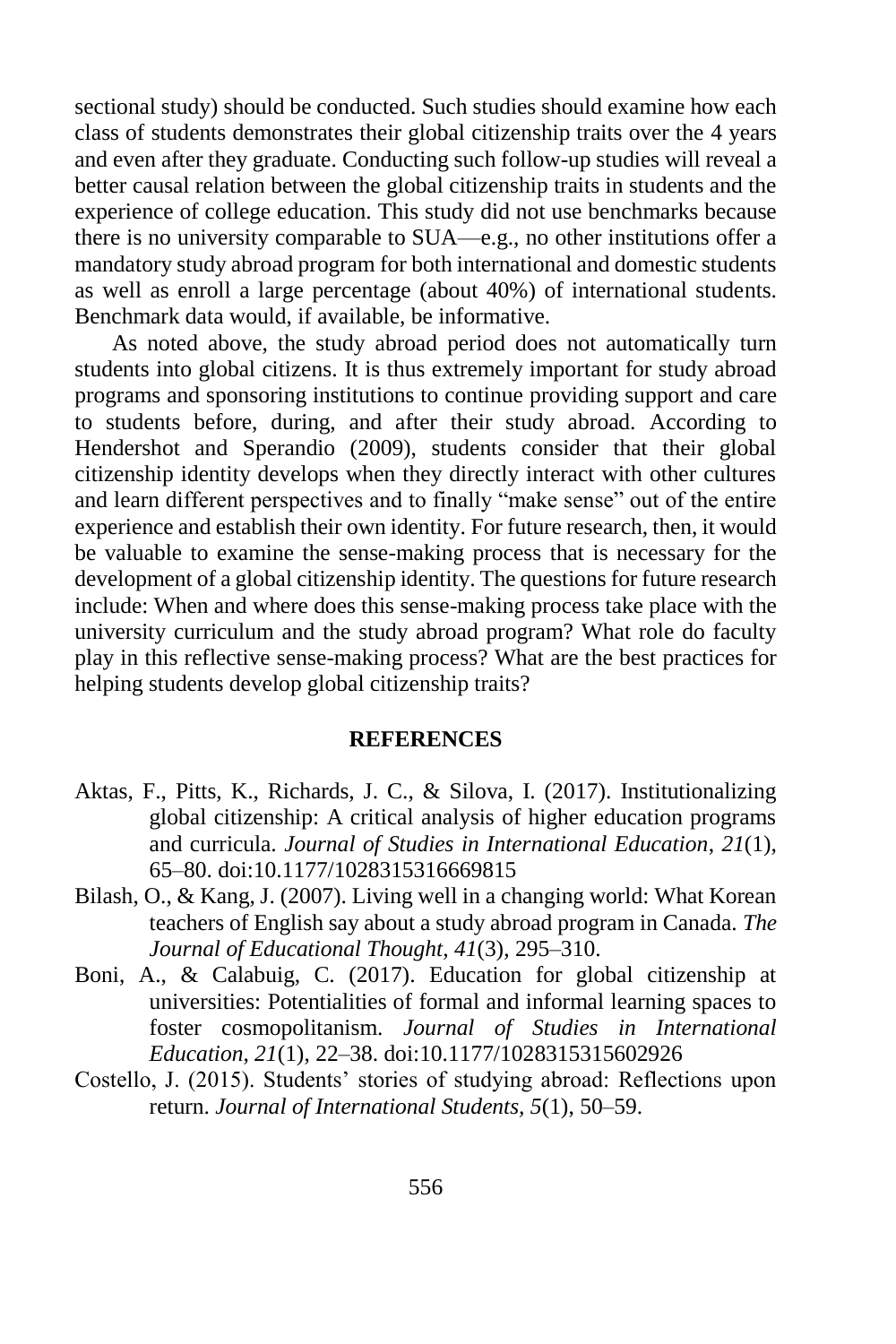sectional study) should be conducted. Such studies should examine how each class of students demonstrates their global citizenship traits over the 4 years and even after they graduate. Conducting such follow-up studies will reveal a better causal relation between the global citizenship traits in students and the experience of college education. This study did not use benchmarks because there is no university comparable to SUA—e.g., no other institutions offer a mandatory study abroad program for both international and domestic students as well as enroll a large percentage (about 40%) of international students. Benchmark data would, if available, be informative.

As noted above, the study abroad period does not automatically turn students into global citizens. It is thus extremely important for study abroad programs and sponsoring institutions to continue providing support and care to students before, during, and after their study abroad. According to Hendershot and Sperandio (2009), students consider that their global citizenship identity develops when they directly interact with other cultures and learn different perspectives and to finally "make sense" out of the entire experience and establish their own identity. For future research, then, it would be valuable to examine the sense-making process that is necessary for the development of a global citizenship identity. The questions for future research include: When and where does this sense-making process take place with the university curriculum and the study abroad program? What role do faculty play in this reflective sense-making process? What are the best practices for helping students develop global citizenship traits?

## REFERENCES

Aktas, F., Pitts, K., Richards, J. C., & Silova, I. (2017). Institutionalizing global citizenship: A critical analysis of higher education programs and curricula. *Journal of Studies in International Education*, *21*(1), 65–80. doi:10.1177/1028315316669815

Bilash, O., & Kang, J. (2007). Living well in a changing world: What Korean teachers of English say about a study abroad program in Canada. *The Journal of Educational Thought*, *41*(3), 295–310.

Boni, A., & Calabuig, C. (2017). Education for global citizenship at universities: Potentialities of formal and informal learning spaces to foster cosmopolitanism. *Journal of Studies in International Education*, *21*(1), 22–38. doi:10.1177/1028315315602926

Costello, J. (2015). Students' stories of studying abroad: Reflections upon return. *Journal of International Students*, *5*(1), 50–59.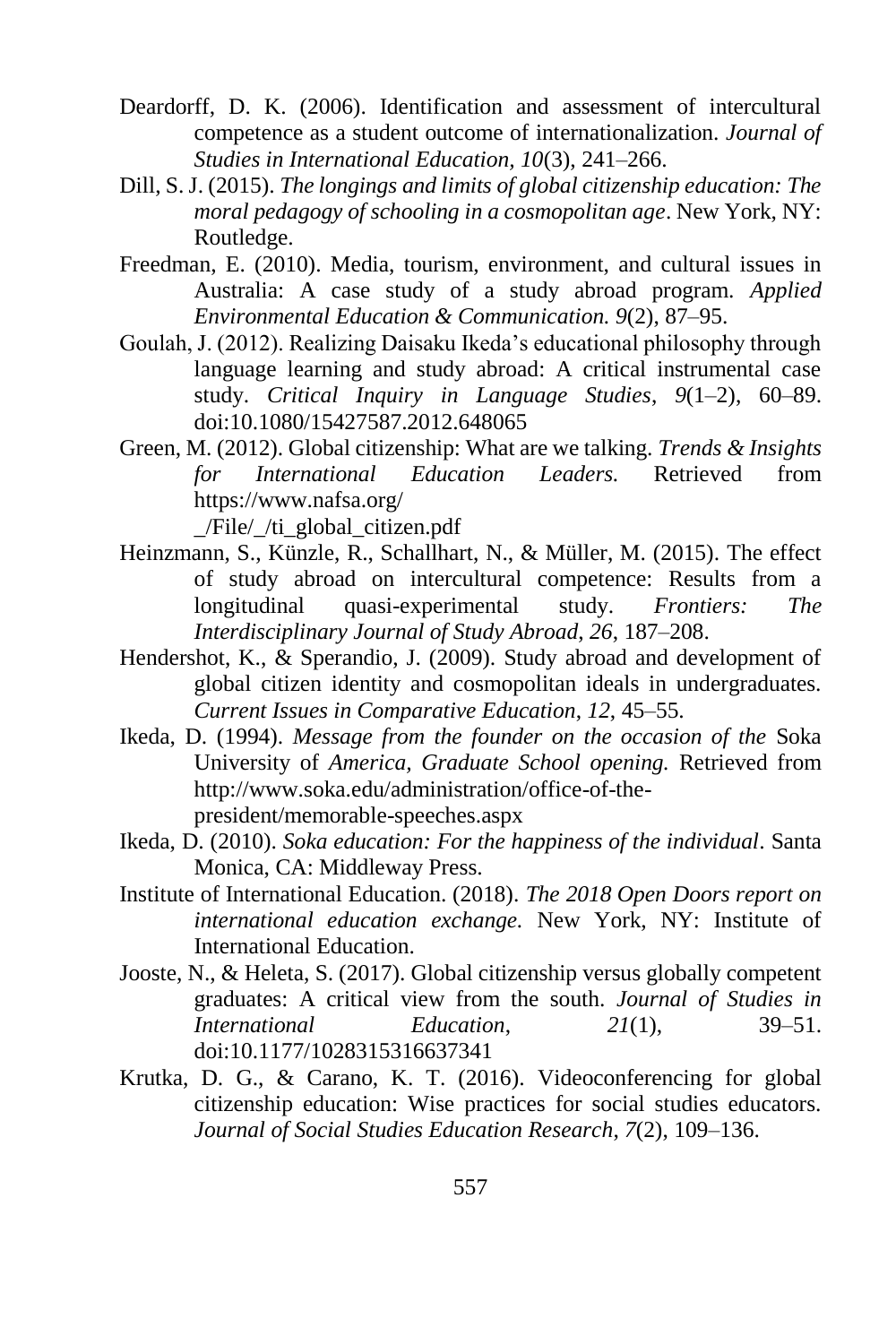Deardorff, D. K. (2006). Identification and assessment of intercultural competence as a student outcome of internationalization. *Journal of Studies in International Education*, *10*(3), 241–266.

Dill, S. J. (2015). *The longings and limits of global citizenship education: The moral pedagogy of schooling in a cosmopolitan age*. New York, NY: Routledge.

Freedman, E. (2010). Media, tourism, environment, and cultural issues in Australia: A case study of a study abroad program. *Applied Environmental Education & Communication. 9*(2), 87–95.

Goulah, J. (2012). Realizing Daisaku Ikeda's educational philosophy through language learning and study abroad: A critical instrumental case study. *Critical Inquiry in Language Studies*, *9*(1–2), 60–89. doi:10.1080/15427587.2012.648065

Green, M. (2012). Global citizenship: What are we talking. *Trends & Insights for International Education Leaders.* Retrieved from https://www.nafsa.org/_/File/_/ti_global_citizen.pdf

Heinzmann, S., Künzle, R., Schallhart, N., & Müller, M. (2015). The effect of study abroad on intercultural competence: Results from a longitudinal quasi-experimental study. *Frontiers: The Interdisciplinary Journal of Study Abroad*, *26*, 187–208.

Hendershot, K., & Sperandio, J. (2009). Study abroad and development of global citizen identity and cosmopolitan ideals in undergraduates. *Current Issues in Comparative Education*, *12*, 45–55.

Ikeda, D. (1994). *Message from the founder on the occasion of the* Soka University of *America, Graduate School opening.* Retrieved from http://www.soka.edu/administration/office-of-the-president/memorable-speeches.aspx

Ikeda, D. (2010). *Soka education: For the happiness of the individual*. Santa Monica, CA: Middleway Press.

Institute of International Education. (2018). *The 2018 Open Doors report on international education exchange.* New York, NY: Institute of International Education.

Jooste, N., & Heleta, S. (2017). Global citizenship versus globally competent graduates: A critical view from the south. *Journal of Studies in International Education*, *21*(1), 39–51. doi:10.1177/1028315316637341

Krutka, D. G., & Carano, K. T. (2016). Videoconferencing for global citizenship education: Wise practices for social studies educators. *Journal of Social Studies Education Research*, *7*(2), 109–136.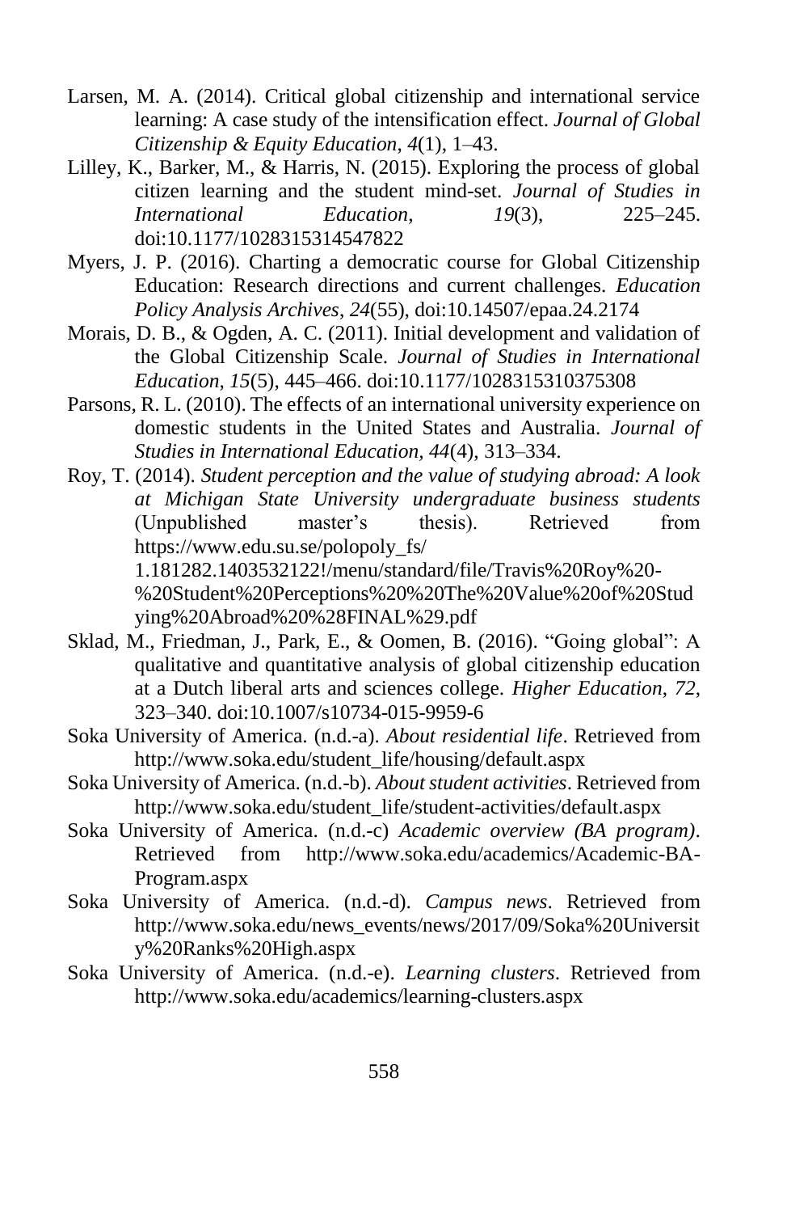Larsen, M. A. (2014). Critical global citizenship and international service learning: A case study of the intensification effect. *Journal of Global Citizenship & Equity Education*, *4*(1), 1–43.

Lilley, K., Barker, M., & Harris, N. (2015). Exploring the process of global citizen learning and the student mind-set. *Journal of Studies in International Education*, *19*(3), 225–245. doi:10.1177/1028315314547822

Myers, J. P. (2016). Charting a democratic course for Global Citizenship Education: Research directions and current challenges. *Education Policy Analysis Archives*, *24*(55), doi:10.14507/epaa.24.2174

Morais, D. B., & Ogden, A. C. (2011). Initial development and validation of the Global Citizenship Scale. *Journal of Studies in International Education*, *15*(5), 445–466. doi:10.1177/1028315310375308

Parsons, R. L. (2010). The effects of an international university experience on domestic students in the United States and Australia. *Journal of Studies in International Education*, *44*(4), 313–334.

Roy, T. (2014). *Student perception and the value of studying abroad: A look at Michigan State University undergraduate business students* (Unpublished master's thesis). Retrieved from https://www.edu.su.se/polopoly_fs/1.181282.1403532122!/menu/standard/file/Travis%20Roy%20-%20Student%20Perceptions%20%20The%20Value%20of%20Studying%20Abroad%20%28FINAL%29.pdf

Sklad, M., Friedman, J., Park, E., & Oomen, B. (2016). "Going global": A qualitative and quantitative analysis of global citizenship education at a Dutch liberal arts and sciences college. *Higher Education*, *72*, 323–340. doi:10.1007/s10734-015-9959-6

Soka University of America. (n.d.-a). *About residential life*. Retrieved from http://www.soka.edu/student_life/housing/default.aspx

Soka University of America. (n.d.-b). *About student activities*. Retrieved from http://www.soka.edu/student_life/student-activities/default.aspx

Soka University of America. (n.d.-c) *Academic overview (BA program)*. Retrieved from http://www.soka.edu/academics/Academic-BA-Program.aspx

Soka University of America. (n.d.-d). *Campus news*. Retrieved from http://www.soka.edu/news_events/news/2017/09/Soka%20University%20Ranks%20High.aspx

Soka University of America. (n.d.-e). *Learning clusters*. Retrieved from http://www.soka.edu/academics/learning-clusters.aspx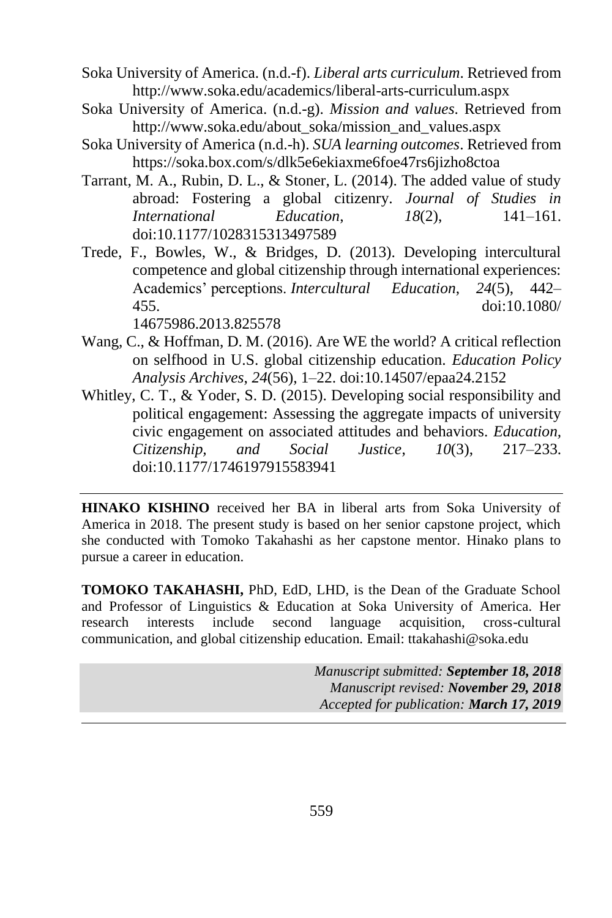Soka University of America. (n.d.-f). *Liberal arts curriculum*. Retrieved from http://www.soka.edu/academics/liberal-arts-curriculum.aspx

Soka University of America. (n.d.-g). *Mission and values*. Retrieved from http://www.soka.edu/about_soka/mission_and_values.aspx

Soka University of America (n.d.-h). *SUA learning outcomes*. Retrieved from https://soka.box.com/s/dlk5e6ekiaxme6foe47rs6jizho8ctoa

Tarrant, M. A., Rubin, D. L., & Stoner, L. (2014). The added value of study abroad: Fostering a global citizenry. *Journal of Studies in International Education*, *18*(2), 141–161. doi:10.1177/1028315313497589

Trede, F., Bowles, W., & Bridges, D. (2013). Developing intercultural competence and global citizenship through international experiences: Academics' perceptions. *Intercultural Education*, *24*(5), 442–455. doi:10.1080/14675986.2013.825578

Wang, C., & Hoffman, D. M. (2016). Are WE the world? A critical reflection on selfhood in U.S. global citizenship education. *Education Policy Analysis Archives*, *24*(56), 1–22. doi:10.14507/epaa24.2152

Whitley, C. T., & Yoder, S. D. (2015). Developing social responsibility and political engagement: Assessing the aggregate impacts of university civic engagement on associated attitudes and behaviors. *Education, Citizenship, and Social Justice*, *10*(3), 217–233. doi:10.1177/1746197915583941

---

**HINAKO KISHINO** received her BA in liberal arts from Soka University of America in 2018. The present study is based on her senior capstone project, which she conducted with Tomoko Takahashi as her capstone mentor. Hinako plans to pursue a career in education.

**TOMOKO TAKAHASHI,** PhD, EdD, LHD, is the Dean of the Graduate School and Professor of Linguistics & Education at Soka University of America. Her research interests include second language acquisition, cross-cultural communication, and global citizenship education. Email: ttakahashi@soka.edu

*Manuscript submitted: **September 18, 2018***
*Manuscript revised: **November 29, 2018***
*Accepted for publication: **March 17, 2019***